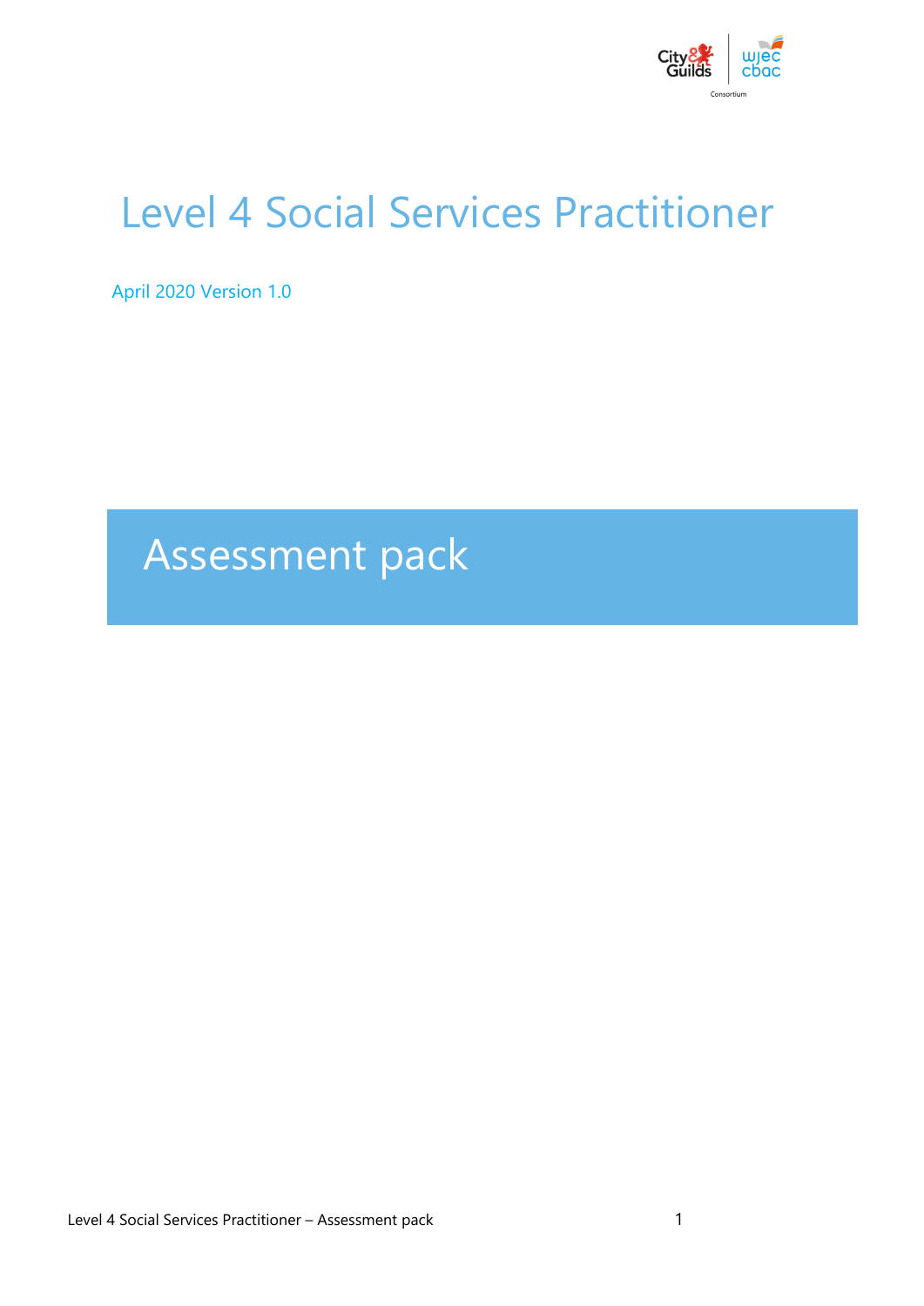# Level 4 Social Services Practitioner

April 2020 Version 1.0

## Assessment pack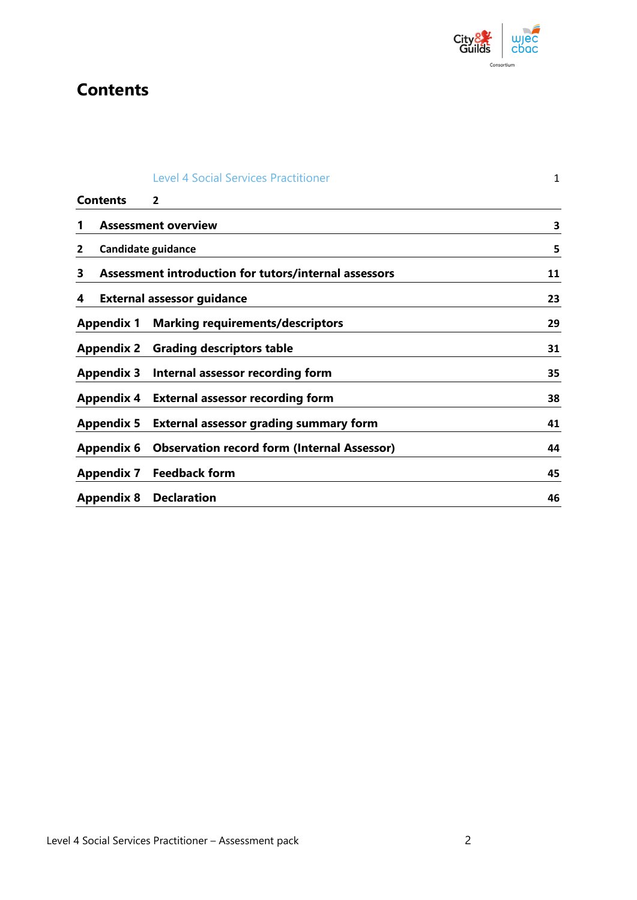# Contents

| | | |
|---|---|---|
| | Level 4 Social Services Practitioner | 1 |
| **Contents** | **2** | |
| **1** | **Assessment overview** | **3** |
| **2** | **Candidate guidance** | **5** |
| **3** | **Assessment introduction for tutors/internal assessors** | **11** |
| **4** | **External assessor guidance** | **23** |
| **Appendix 1** | **Marking requirements/descriptors** | **29** |
| **Appendix 2** | **Grading descriptors table** | **31** |
| **Appendix 3** | **Internal assessor recording form** | **35** |
| **Appendix 4** | **External assessor recording form** | **38** |
| **Appendix 5** | **External assessor grading summary form** | **41** |
| **Appendix 6** | **Observation record form (Internal Assessor)** | **44** |
| **Appendix 7** | **Feedback form** | **45** |
| **Appendix 8** | **Declaration** | **46** |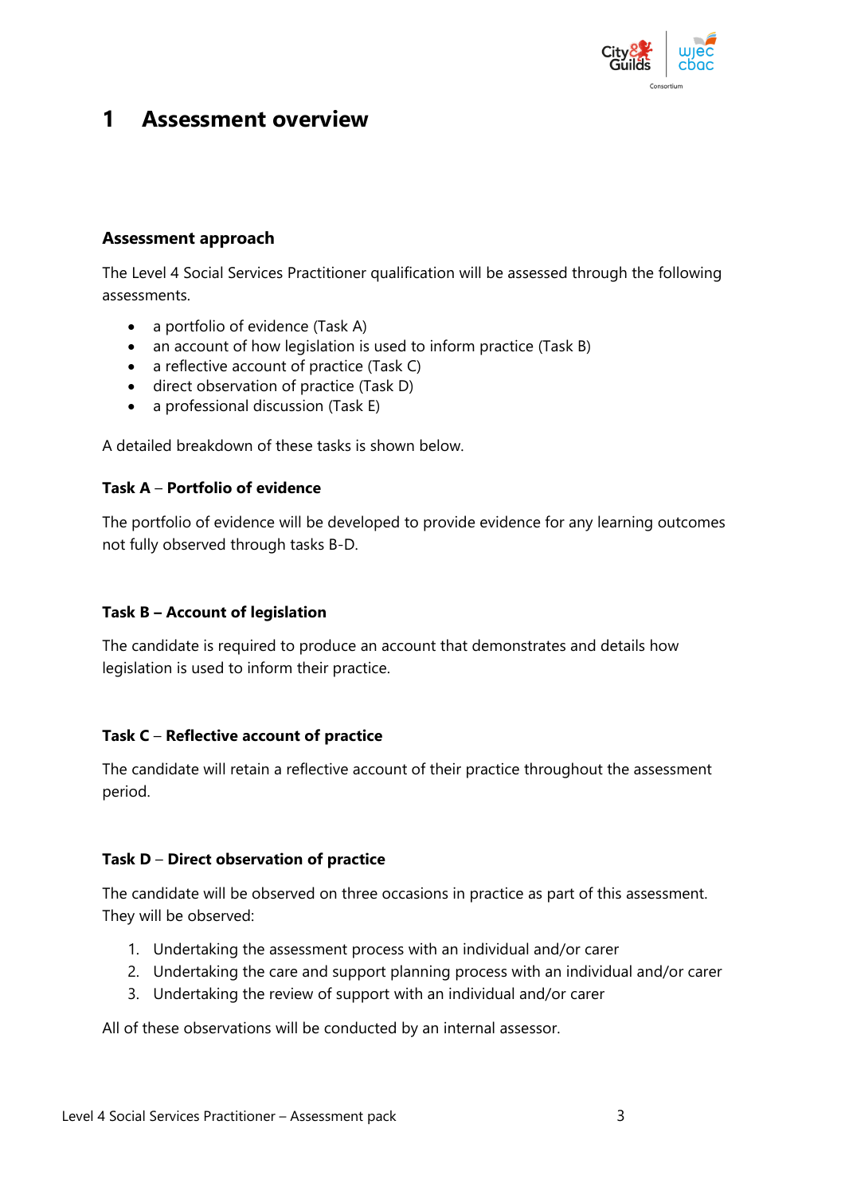# 1 Assessment overview

### Assessment approach

The Level 4 Social Services Practitioner qualification will be assessed through the following assessments.

- a portfolio of evidence (Task A)
- an account of how legislation is used to inform practice (Task B)
- a reflective account of practice (Task C)
- direct observation of practice (Task D)
- a professional discussion (Task E)

A detailed breakdown of these tasks is shown below.

#### Task A – Portfolio of evidence

The portfolio of evidence will be developed to provide evidence for any learning outcomes not fully observed through tasks B-D.

#### Task B – Account of legislation

The candidate is required to produce an account that demonstrates and details how legislation is used to inform their practice.

#### Task C – Reflective account of practice

The candidate will retain a reflective account of their practice throughout the assessment period.

#### Task D – Direct observation of practice

The candidate will be observed on three occasions in practice as part of this assessment. They will be observed:

1. Undertaking the assessment process with an individual and/or carer
2. Undertaking the care and support planning process with an individual and/or carer
3. Undertaking the review of support with an individual and/or carer

All of these observations will be conducted by an internal assessor.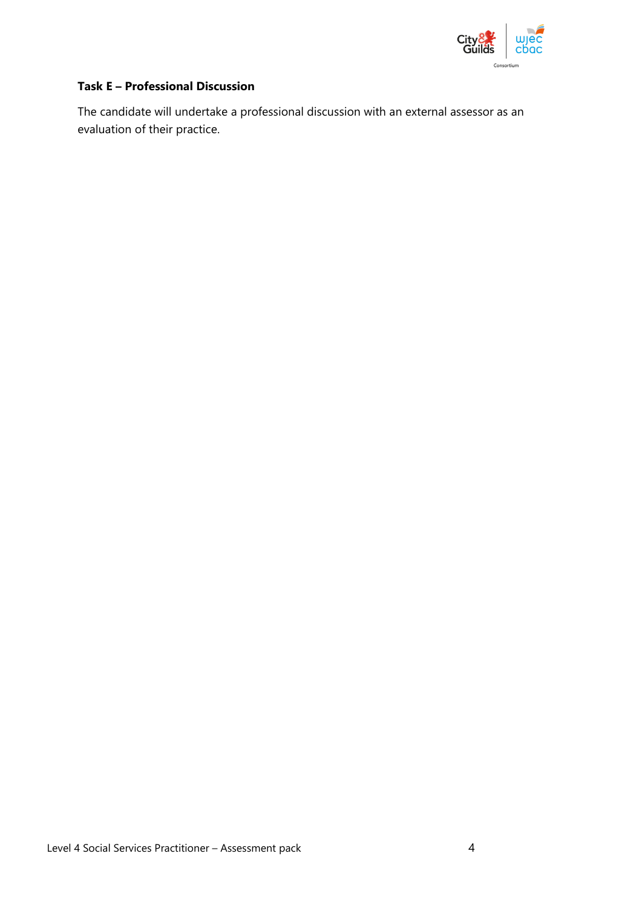**Task E – Professional Discussion**

The candidate will undertake a professional discussion with an external assessor as an evaluation of their practice.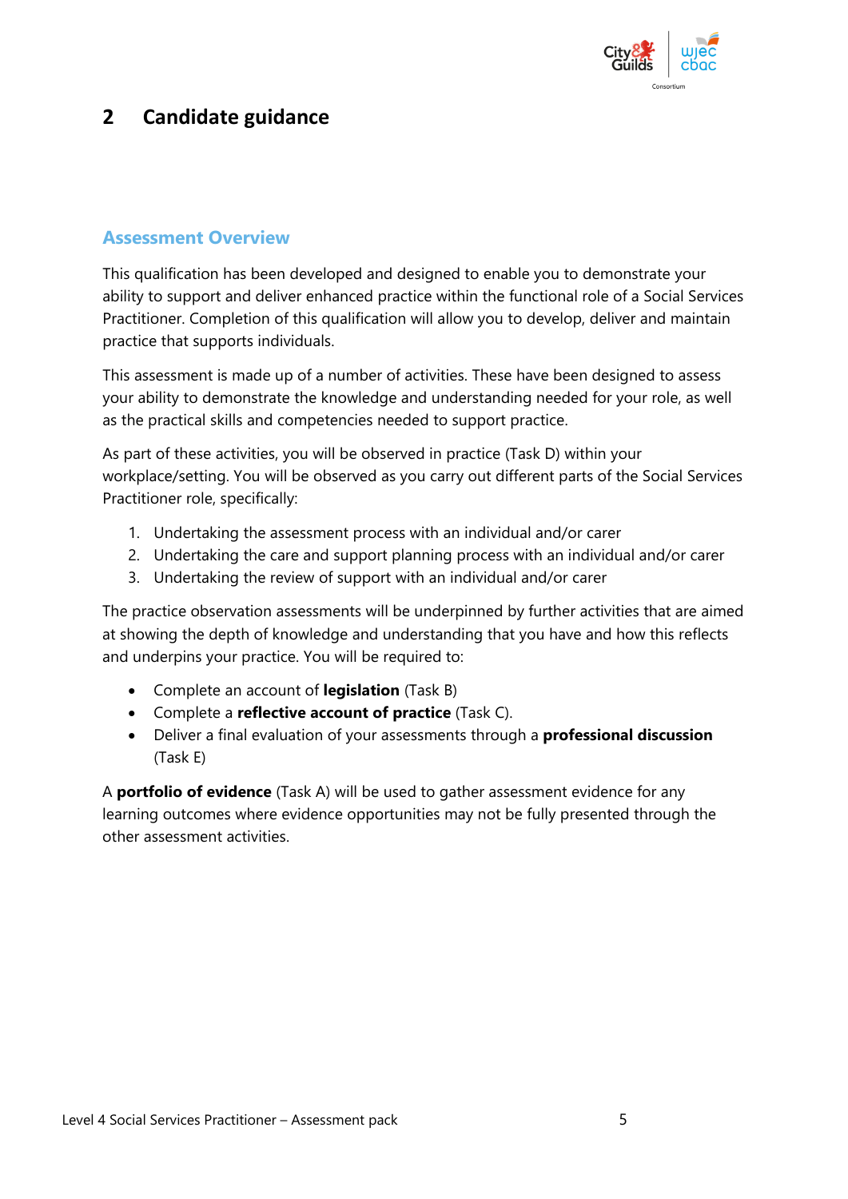# 2 Candidate guidance

## Assessment Overview

This qualification has been developed and designed to enable you to demonstrate your ability to support and deliver enhanced practice within the functional role of a Social Services Practitioner. Completion of this qualification will allow you to develop, deliver and maintain practice that supports individuals.

This assessment is made up of a number of activities. These have been designed to assess your ability to demonstrate the knowledge and understanding needed for your role, as well as the practical skills and competencies needed to support practice.

As part of these activities, you will be observed in practice (Task D) within your workplace/setting. You will be observed as you carry out different parts of the Social Services Practitioner role, specifically:

1. Undertaking the assessment process with an individual and/or carer
2. Undertaking the care and support planning process with an individual and/or carer
3. Undertaking the review of support with an individual and/or carer

The practice observation assessments will be underpinned by further activities that are aimed at showing the depth of knowledge and understanding that you have and how this reflects and underpins your practice. You will be required to:

- Complete an account of **legislation** (Task B)
- Complete a **reflective account of practice** (Task C).
- Deliver a final evaluation of your assessments through a **professional discussion** (Task E)

A **portfolio of evidence** (Task A) will be used to gather assessment evidence for any learning outcomes where evidence opportunities may not be fully presented through the other assessment activities.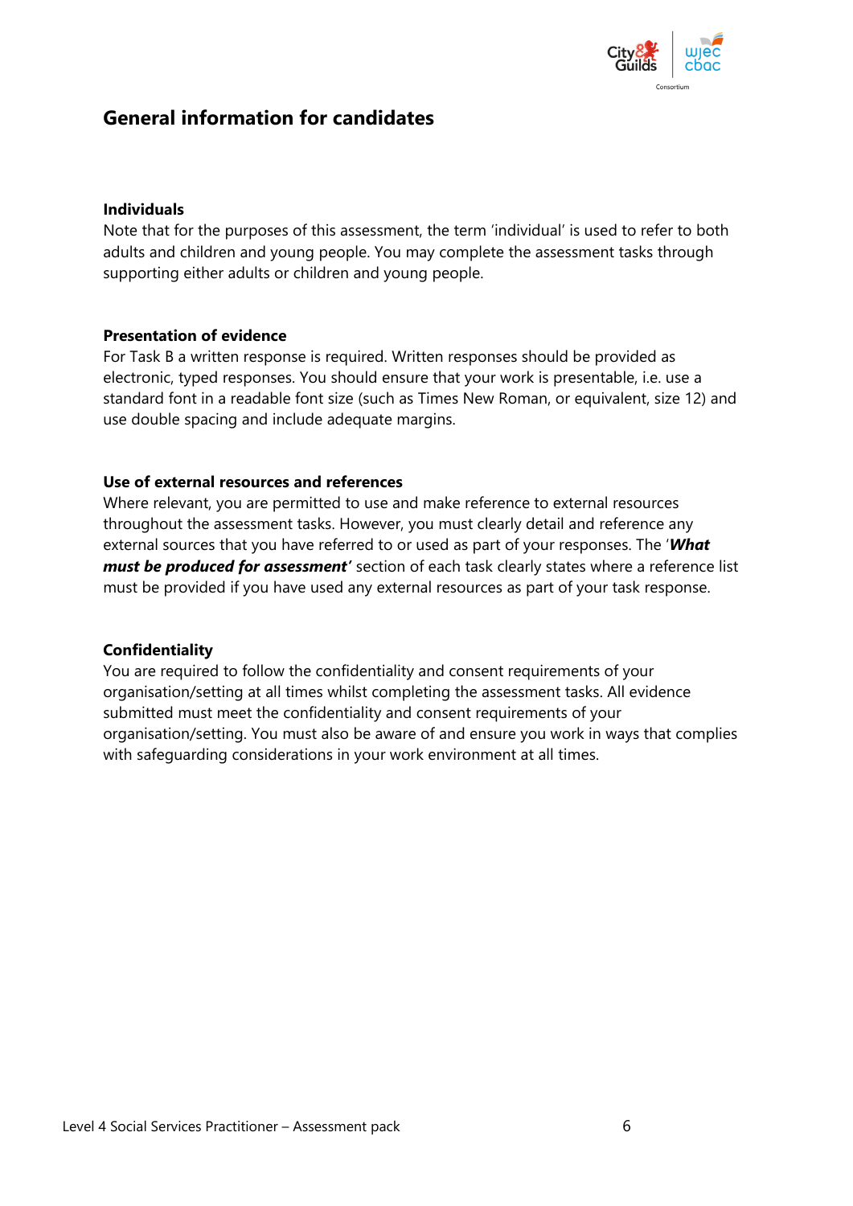## General information for candidates

**Individuals**

Note that for the purposes of this assessment, the term 'individual' is used to refer to both adults and children and young people. You may complete the assessment tasks through supporting either adults or children and young people.

**Presentation of evidence**

For Task B a written response is required. Written responses should be provided as electronic, typed responses. You should ensure that your work is presentable, i.e. use a standard font in a readable font size (such as Times New Roman, or equivalent, size 12) and use double spacing and include adequate margins.

**Use of external resources and references**

Where relevant, you are permitted to use and make reference to external resources throughout the assessment tasks. However, you must clearly detail and reference any external sources that you have referred to or used as part of your responses. The '***What must be produced for assessment'*** section of each task clearly states where a reference list must be provided if you have used any external resources as part of your task response.

**Confidentiality**

You are required to follow the confidentiality and consent requirements of your organisation/setting at all times whilst completing the assessment tasks. All evidence submitted must meet the confidentiality and consent requirements of your organisation/setting. You must also be aware of and ensure you work in ways that complies with safeguarding considerations in your work environment at all times.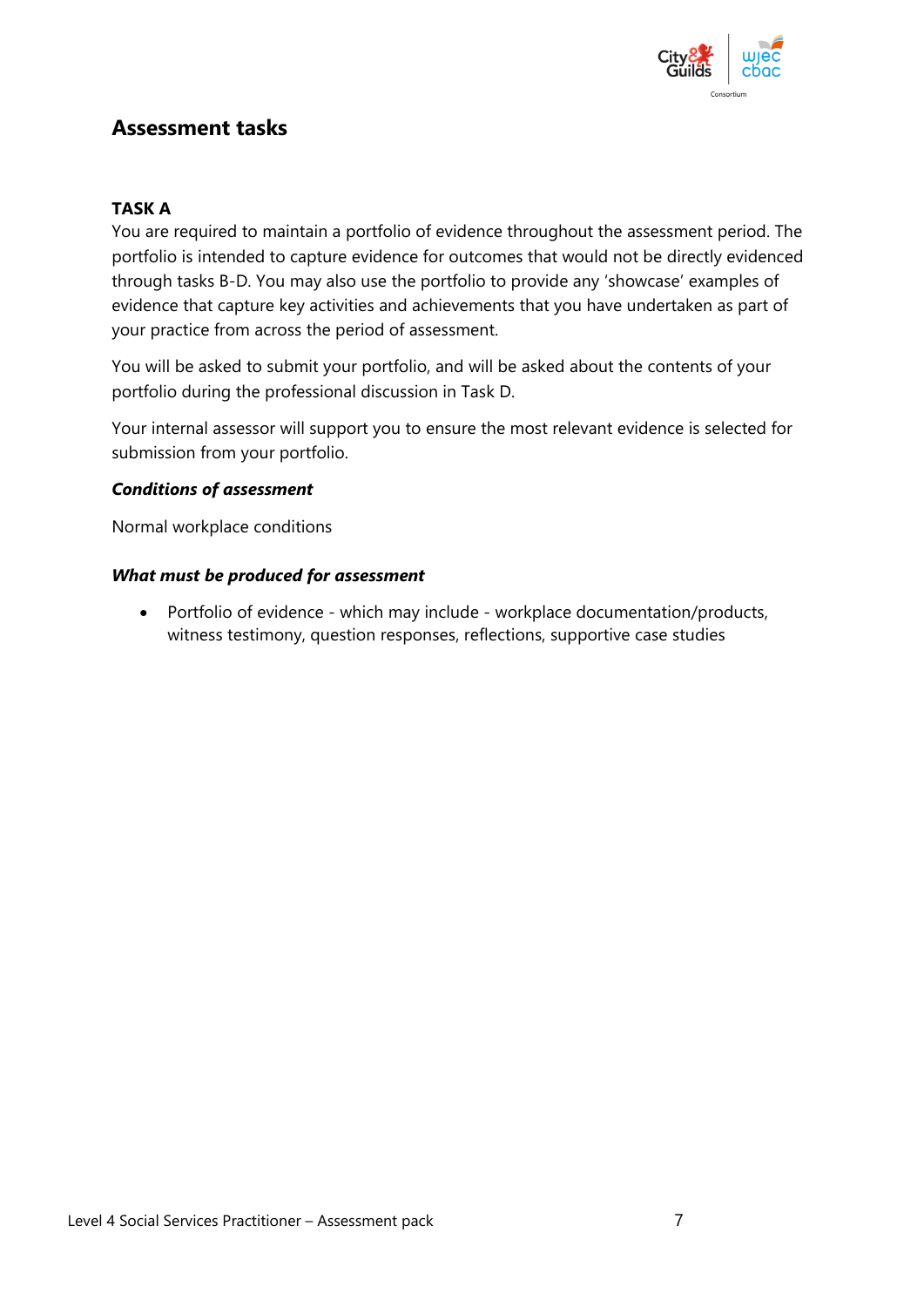## Assessment tasks

### TASK A

You are required to maintain a portfolio of evidence throughout the assessment period. The portfolio is intended to capture evidence for outcomes that would not be directly evidenced through tasks B-D. You may also use the portfolio to provide any 'showcase' examples of evidence that capture key activities and achievements that you have undertaken as part of your practice from across the period of assessment.

You will be asked to submit your portfolio, and will be asked about the contents of your portfolio during the professional discussion in Task D.

Your internal assessor will support you to ensure the most relevant evidence is selected for submission from your portfolio.

***Conditions of assessment***

Normal workplace conditions

***What must be produced for assessment***

- Portfolio of evidence - which may include - workplace documentation/products, witness testimony, question responses, reflections, supportive case studies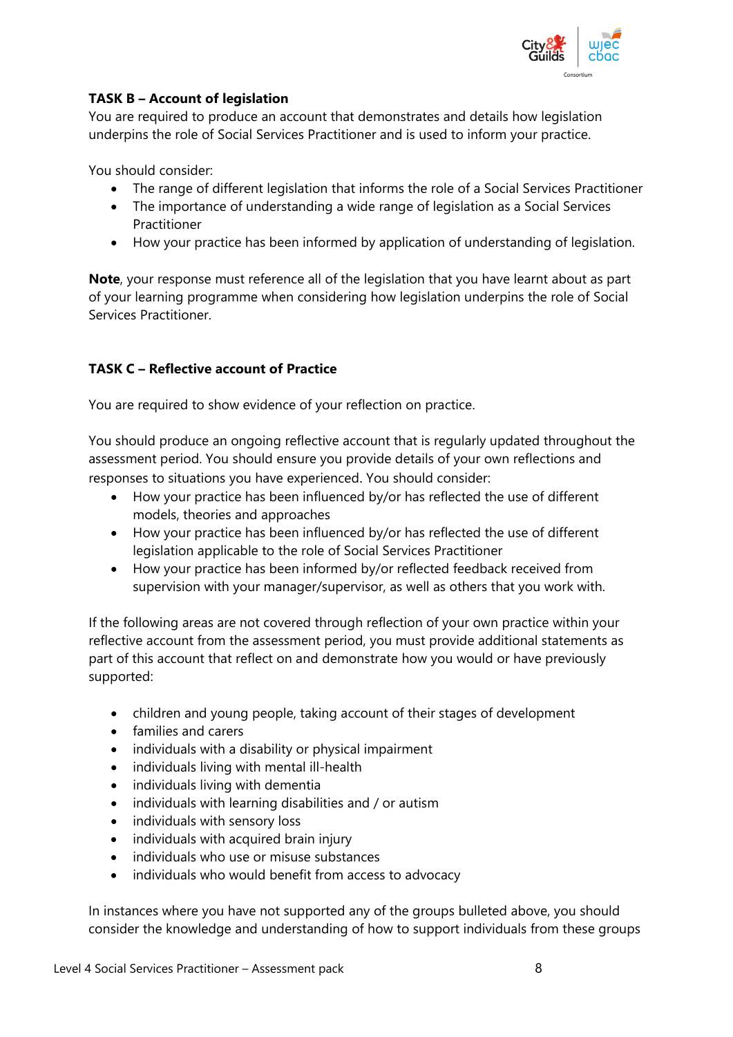**TASK B – Account of legislation**

You are required to produce an account that demonstrates and details how legislation underpins the role of Social Services Practitioner and is used to inform your practice.

You should consider:

- The range of different legislation that informs the role of a Social Services Practitioner
- The importance of understanding a wide range of legislation as a Social Services Practitioner
- How your practice has been informed by application of understanding of legislation.

**Note**, your response must reference all of the legislation that you have learnt about as part of your learning programme when considering how legislation underpins the role of Social Services Practitioner.

**TASK C – Reflective account of Practice**

You are required to show evidence of your reflection on practice.

You should produce an ongoing reflective account that is regularly updated throughout the assessment period. You should ensure you provide details of your own reflections and responses to situations you have experienced. You should consider:

- How your practice has been influenced by/or has reflected the use of different models, theories and approaches
- How your practice has been influenced by/or has reflected the use of different legislation applicable to the role of Social Services Practitioner
- How your practice has been informed by/or reflected feedback received from supervision with your manager/supervisor, as well as others that you work with.

If the following areas are not covered through reflection of your own practice within your reflective account from the assessment period, you must provide additional statements as part of this account that reflect on and demonstrate how you would or have previously supported:

- children and young people, taking account of their stages of development
- families and carers
- individuals with a disability or physical impairment
- individuals living with mental ill-health
- individuals living with dementia
- individuals with learning disabilities and / or autism
- individuals with sensory loss
- individuals with acquired brain injury
- individuals who use or misuse substances
- individuals who would benefit from access to advocacy

In instances where you have not supported any of the groups bulleted above, you should consider the knowledge and understanding of how to support individuals from these groups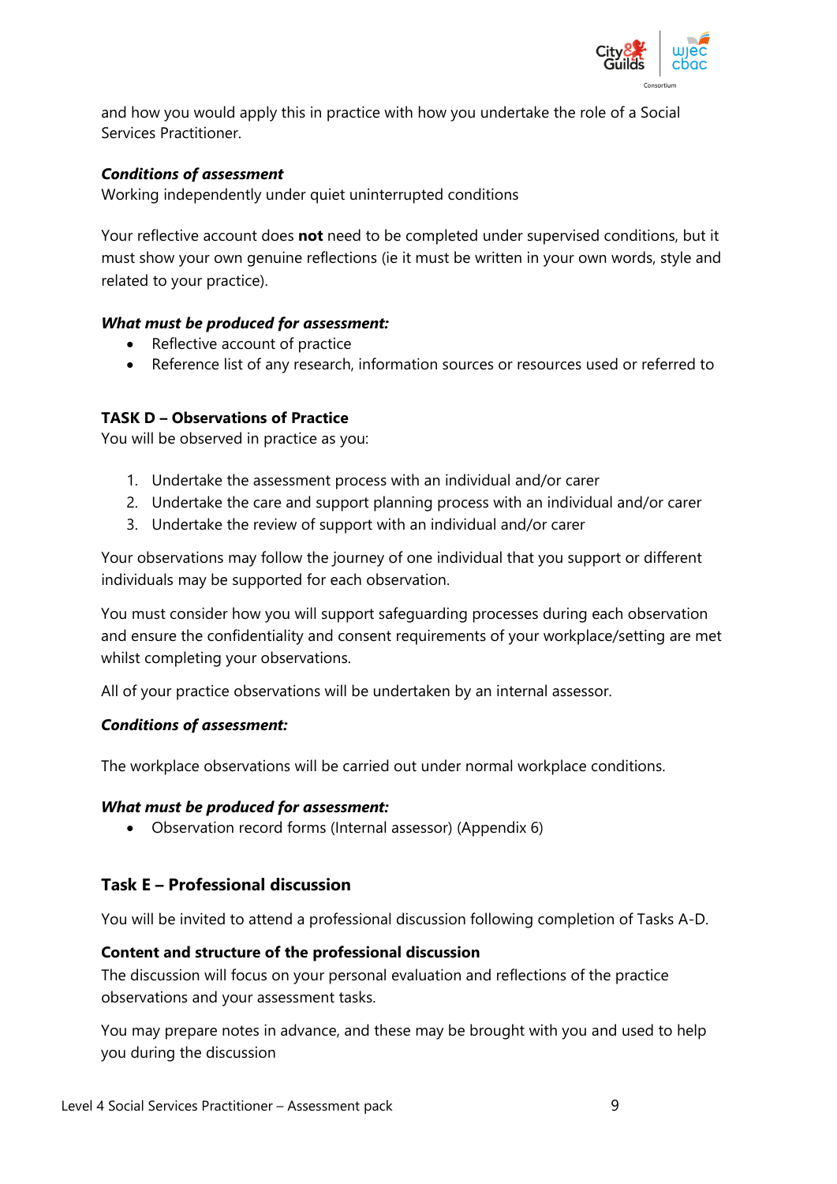and how you would apply this in practice with how you undertake the role of a Social Services Practitioner.

***Conditions of assessment***
Working independently under quiet uninterrupted conditions

Your reflective account does **not** need to be completed under supervised conditions, but it must show your own genuine reflections (ie it must be written in your own words, style and related to your practice).

***What must be produced for assessment:***

- Reflective account of practice
- Reference list of any research, information sources or resources used or referred to

**TASK D – Observations of Practice**
You will be observed in practice as you:

1. Undertake the assessment process with an individual and/or carer
2. Undertake the care and support planning process with an individual and/or carer
3. Undertake the review of support with an individual and/or carer

Your observations may follow the journey of one individual that you support or different individuals may be supported for each observation.

You must consider how you will support safeguarding processes during each observation and ensure the confidentiality and consent requirements of your workplace/setting are met whilst completing your observations.

All of your practice observations will be undertaken by an internal assessor.

***Conditions of assessment:***

The workplace observations will be carried out under normal workplace conditions.

***What must be produced for assessment:***

- Observation record forms (Internal assessor) (Appendix 6)

## Task E – Professional discussion

You will be invited to attend a professional discussion following completion of Tasks A-D.

**Content and structure of the professional discussion**
The discussion will focus on your personal evaluation and reflections of the practice observations and your assessment tasks.

You may prepare notes in advance, and these may be brought with you and used to help you during the discussion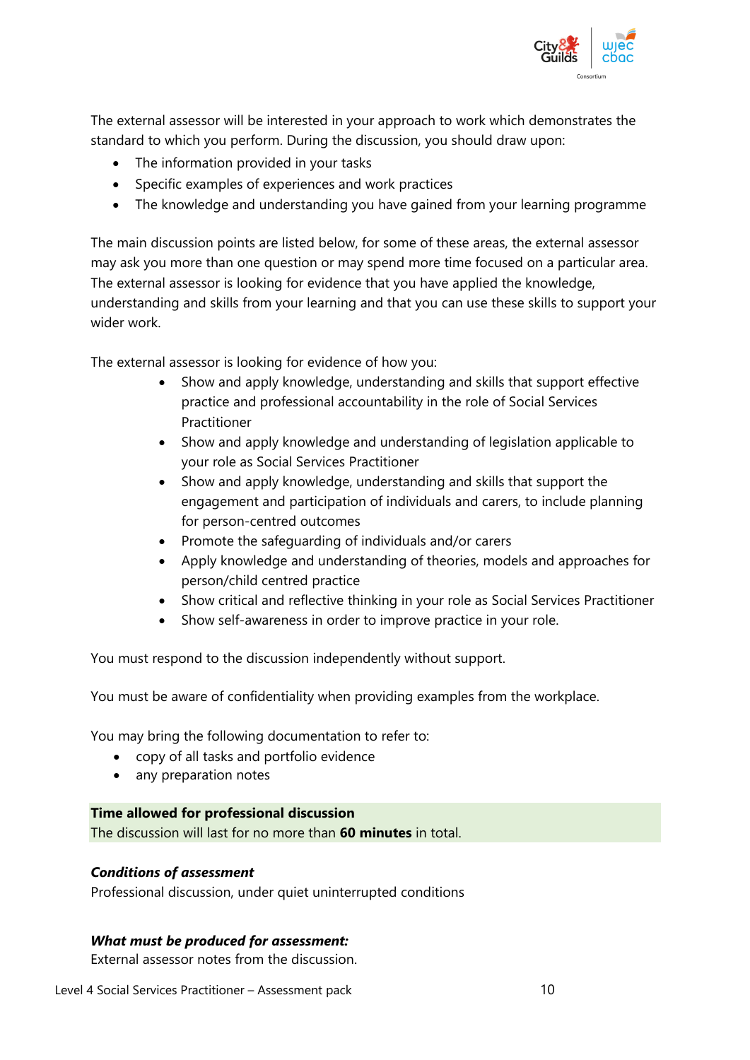The external assessor will be interested in your approach to work which demonstrates the standard to which you perform. During the discussion, you should draw upon:

- The information provided in your tasks
- Specific examples of experiences and work practices
- The knowledge and understanding you have gained from your learning programme

The main discussion points are listed below, for some of these areas, the external assessor may ask you more than one question or may spend more time focused on a particular area. The external assessor is looking for evidence that you have applied the knowledge, understanding and skills from your learning and that you can use these skills to support your wider work.

The external assessor is looking for evidence of how you:

- Show and apply knowledge, understanding and skills that support effective practice and professional accountability in the role of Social Services Practitioner
- Show and apply knowledge and understanding of legislation applicable to your role as Social Services Practitioner
- Show and apply knowledge, understanding and skills that support the engagement and participation of individuals and carers, to include planning for person-centred outcomes
- Promote the safeguarding of individuals and/or carers
- Apply knowledge and understanding of theories, models and approaches for person/child centred practice
- Show critical and reflective thinking in your role as Social Services Practitioner
- Show self-awareness in order to improve practice in your role.

You must respond to the discussion independently without support.

You must be aware of confidentiality when providing examples from the workplace.

You may bring the following documentation to refer to:

- copy of all tasks and portfolio evidence
- any preparation notes

**Time allowed for professional discussion**
The discussion will last for no more than **60 minutes** in total.

***Conditions of assessment***
Professional discussion, under quiet uninterrupted conditions

***What must be produced for assessment:***
External assessor notes from the discussion.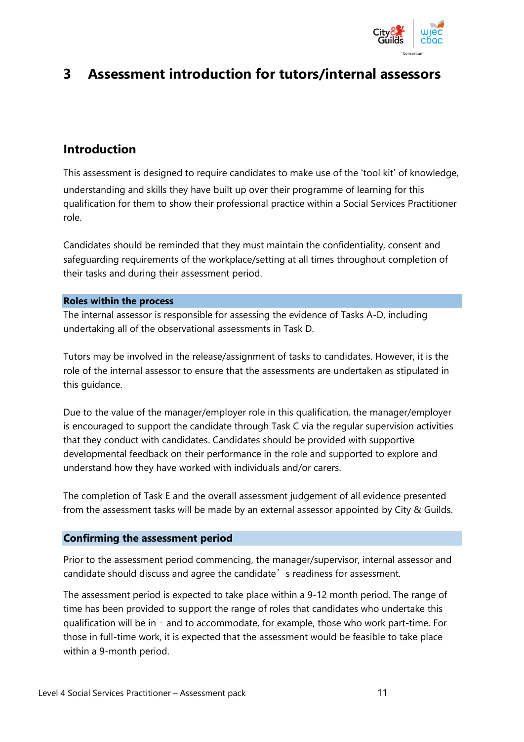# 3 Assessment introduction for tutors/internal assessors

## Introduction

This assessment is designed to require candidates to make use of the 'tool kit' of knowledge, understanding and skills they have built up over their programme of learning for this qualification for them to show their professional practice within a Social Services Practitioner role.

Candidates should be reminded that they must maintain the confidentiality, consent and safeguarding requirements of the workplace/setting at all times throughout completion of their tasks and during their assessment period.

### Roles within the process

The internal assessor is responsible for assessing the evidence of Tasks A-D, including undertaking all of the observational assessments in Task D.

Tutors may be involved in the release/assignment of tasks to candidates. However, it is the role of the internal assessor to ensure that the assessments are undertaken as stipulated in this guidance.

Due to the value of the manager/employer role in this qualification, the manager/employer is encouraged to support the candidate through Task C via the regular supervision activities that they conduct with candidates. Candidates should be provided with supportive developmental feedback on their performance in the role and supported to explore and understand how they have worked with individuals and/or carers.

The completion of Task E and the overall assessment judgement of all evidence presented from the assessment tasks will be made by an external assessor appointed by City & Guilds.

### Confirming the assessment period

Prior to the assessment period commencing, the manager/supervisor, internal assessor and candidate should discuss and agree the candidate's readiness for assessment.

The assessment period is expected to take place within a 9-12 month period. The range of time has been provided to support the range of roles that candidates who undertake this qualification will be in – and to accommodate, for example, those who work part-time. For those in full-time work, it is expected that the assessment would be feasible to take place within a 9-month period.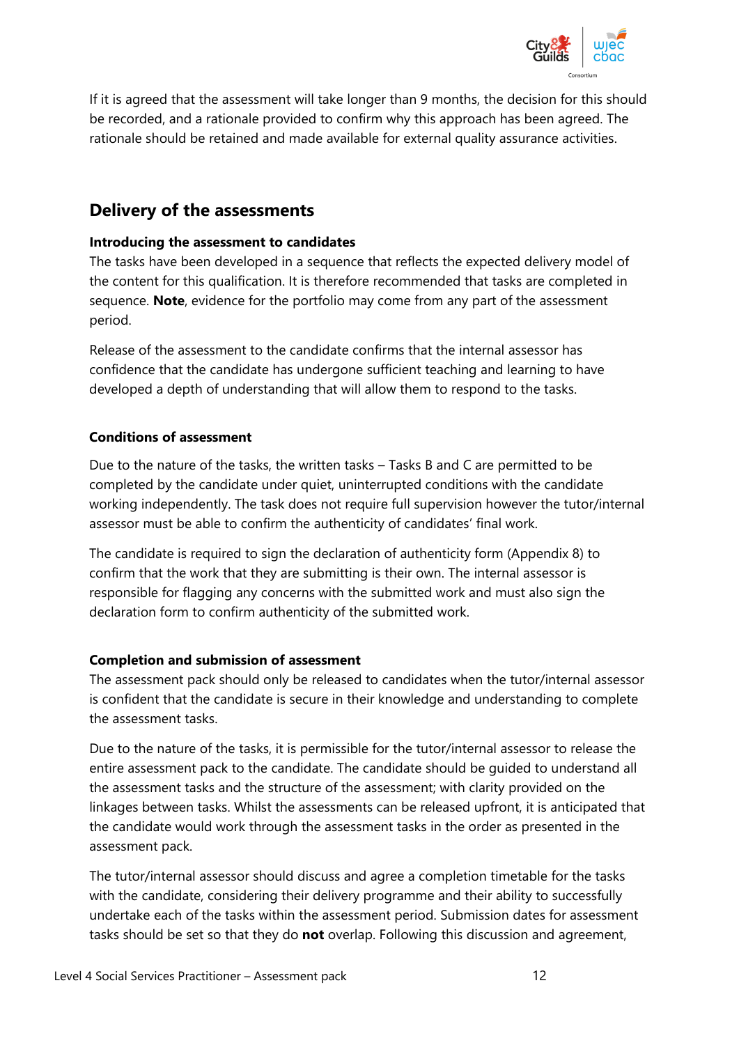If it is agreed that the assessment will take longer than 9 months, the decision for this should be recorded, and a rationale provided to confirm why this approach has been agreed. The rationale should be retained and made available for external quality assurance activities.

## Delivery of the assessments

### Introducing the assessment to candidates

The tasks have been developed in a sequence that reflects the expected delivery model of the content for this qualification. It is therefore recommended that tasks are completed in sequence. **Note**, evidence for the portfolio may come from any part of the assessment period.

Release of the assessment to the candidate confirms that the internal assessor has confidence that the candidate has undergone sufficient teaching and learning to have developed a depth of understanding that will allow them to respond to the tasks.

### Conditions of assessment

Due to the nature of the tasks, the written tasks – Tasks B and C are permitted to be completed by the candidate under quiet, uninterrupted conditions with the candidate working independently. The task does not require full supervision however the tutor/internal assessor must be able to confirm the authenticity of candidates' final work.

The candidate is required to sign the declaration of authenticity form (Appendix 8) to confirm that the work that they are submitting is their own. The internal assessor is responsible for flagging any concerns with the submitted work and must also sign the declaration form to confirm authenticity of the submitted work.

### Completion and submission of assessment

The assessment pack should only be released to candidates when the tutor/internal assessor is confident that the candidate is secure in their knowledge and understanding to complete the assessment tasks.

Due to the nature of the tasks, it is permissible for the tutor/internal assessor to release the entire assessment pack to the candidate. The candidate should be guided to understand all the assessment tasks and the structure of the assessment; with clarity provided on the linkages between tasks. Whilst the assessments can be released upfront, it is anticipated that the candidate would work through the assessment tasks in the order as presented in the assessment pack.

The tutor/internal assessor should discuss and agree a completion timetable for the tasks with the candidate, considering their delivery programme and their ability to successfully undertake each of the tasks within the assessment period. Submission dates for assessment tasks should be set so that they do **not** overlap. Following this discussion and agreement,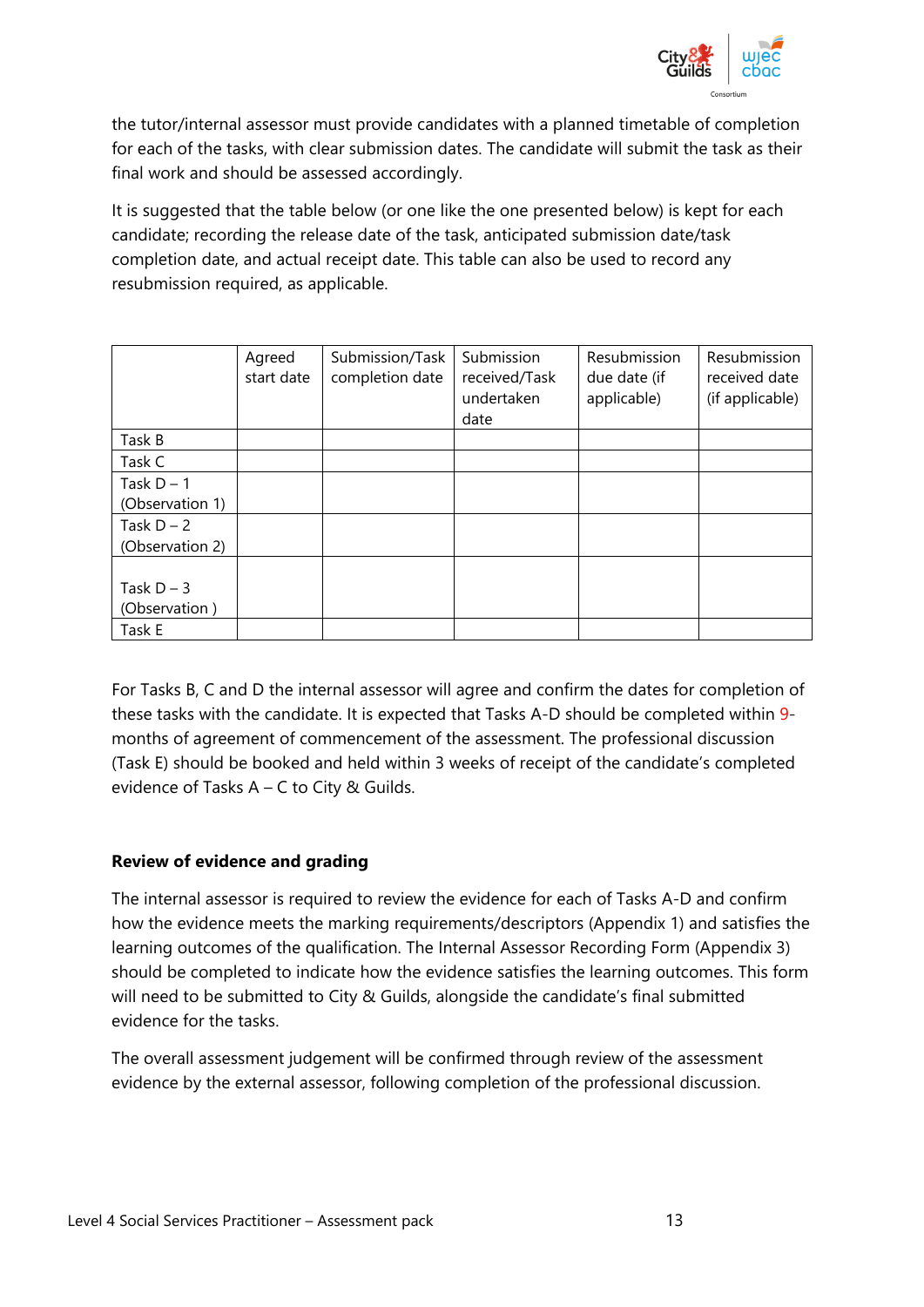the tutor/internal assessor must provide candidates with a planned timetable of completion for each of the tasks, with clear submission dates. The candidate will submit the task as their final work and should be assessed accordingly.

It is suggested that the table below (or one like the one presented below) is kept for each candidate; recording the release date of the task, anticipated submission date/task completion date, and actual receipt date. This table can also be used to record any resubmission required, as applicable.

| | Agreed start date | Submission/Task completion date | Submission received/Task undertaken date | Resubmission due date (if applicable) | Resubmission received date (if applicable) |
|---|---|---|---|---|---|
| Task B | | | | | |
| Task C | | | | | |
| Task D – 1 (Observation 1) | | | | | |
| Task D – 2 (Observation 2) | | | | | |
| Task D – 3 (Observation ) | | | | | |
| Task E | | | | | |

For Tasks B, C and D the internal assessor will agree and confirm the dates for completion of these tasks with the candidate. It is expected that Tasks A-D should be completed within 9-months of agreement of commencement of the assessment. The professional discussion (Task E) should be booked and held within 3 weeks of receipt of the candidate's completed evidence of Tasks A – C to City & Guilds.

**Review of evidence and grading**

The internal assessor is required to review the evidence for each of Tasks A-D and confirm how the evidence meets the marking requirements/descriptors (Appendix 1) and satisfies the learning outcomes of the qualification. The Internal Assessor Recording Form (Appendix 3) should be completed to indicate how the evidence satisfies the learning outcomes. This form will need to be submitted to City & Guilds, alongside the candidate's final submitted evidence for the tasks.

The overall assessment judgement will be confirmed through review of the assessment evidence by the external assessor, following completion of the professional discussion.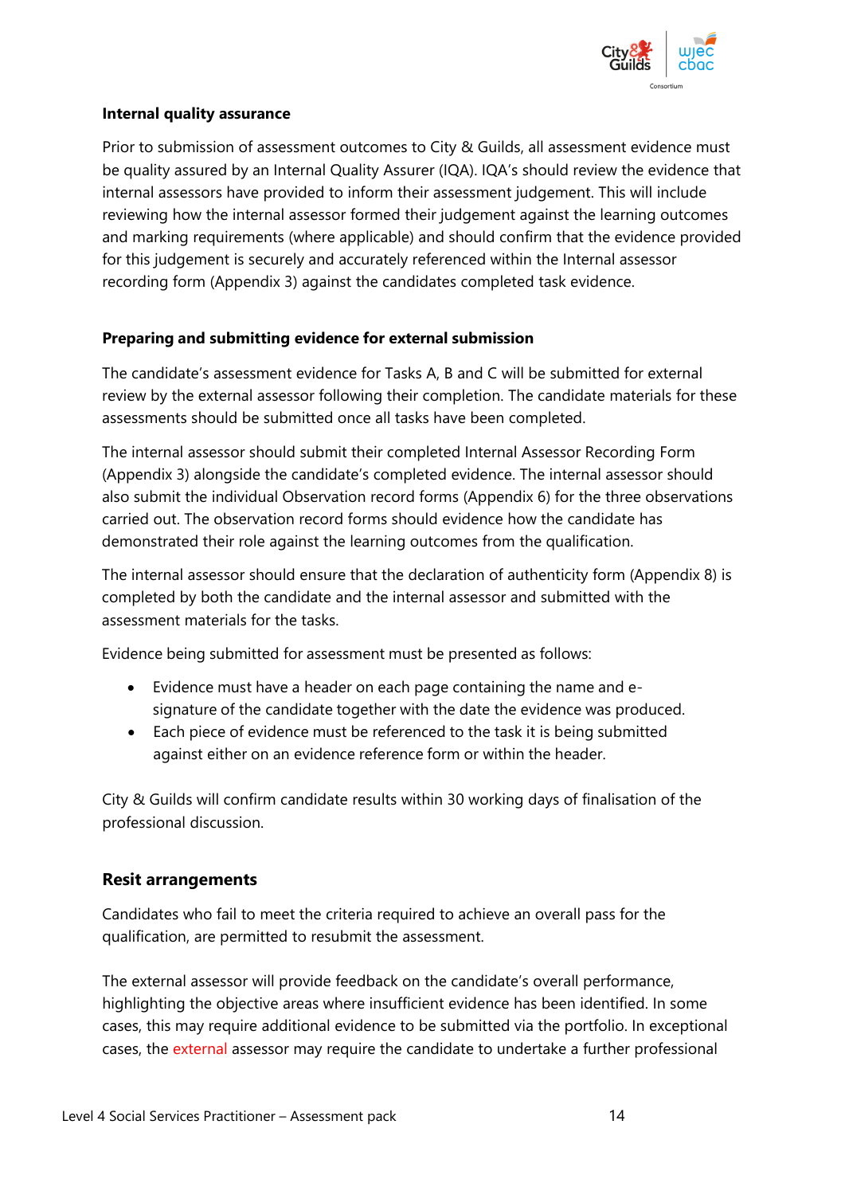#### Internal quality assurance

Prior to submission of assessment outcomes to City & Guilds, all assessment evidence must be quality assured by an Internal Quality Assurer (IQA). IQA's should review the evidence that internal assessors have provided to inform their assessment judgement. This will include reviewing how the internal assessor formed their judgement against the learning outcomes and marking requirements (where applicable) and should confirm that the evidence provided for this judgement is securely and accurately referenced within the Internal assessor recording form (Appendix 3) against the candidates completed task evidence.

#### Preparing and submitting evidence for external submission

The candidate's assessment evidence for Tasks A, B and C will be submitted for external review by the external assessor following their completion. The candidate materials for these assessments should be submitted once all tasks have been completed.

The internal assessor should submit their completed Internal Assessor Recording Form (Appendix 3) alongside the candidate's completed evidence. The internal assessor should also submit the individual Observation record forms (Appendix 6) for the three observations carried out. The observation record forms should evidence how the candidate has demonstrated their role against the learning outcomes from the qualification.

The internal assessor should ensure that the declaration of authenticity form (Appendix 8) is completed by both the candidate and the internal assessor and submitted with the assessment materials for the tasks.

Evidence being submitted for assessment must be presented as follows:

- Evidence must have a header on each page containing the name and e-signature of the candidate together with the date the evidence was produced.
- Each piece of evidence must be referenced to the task it is being submitted against either on an evidence reference form or within the header.

City & Guilds will confirm candidate results within 30 working days of finalisation of the professional discussion.

### Resit arrangements

Candidates who fail to meet the criteria required to achieve an overall pass for the qualification, are permitted to resubmit the assessment.

The external assessor will provide feedback on the candidate's overall performance, highlighting the objective areas where insufficient evidence has been identified. In some cases, this may require additional evidence to be submitted via the portfolio. In exceptional cases, the external assessor may require the candidate to undertake a further professional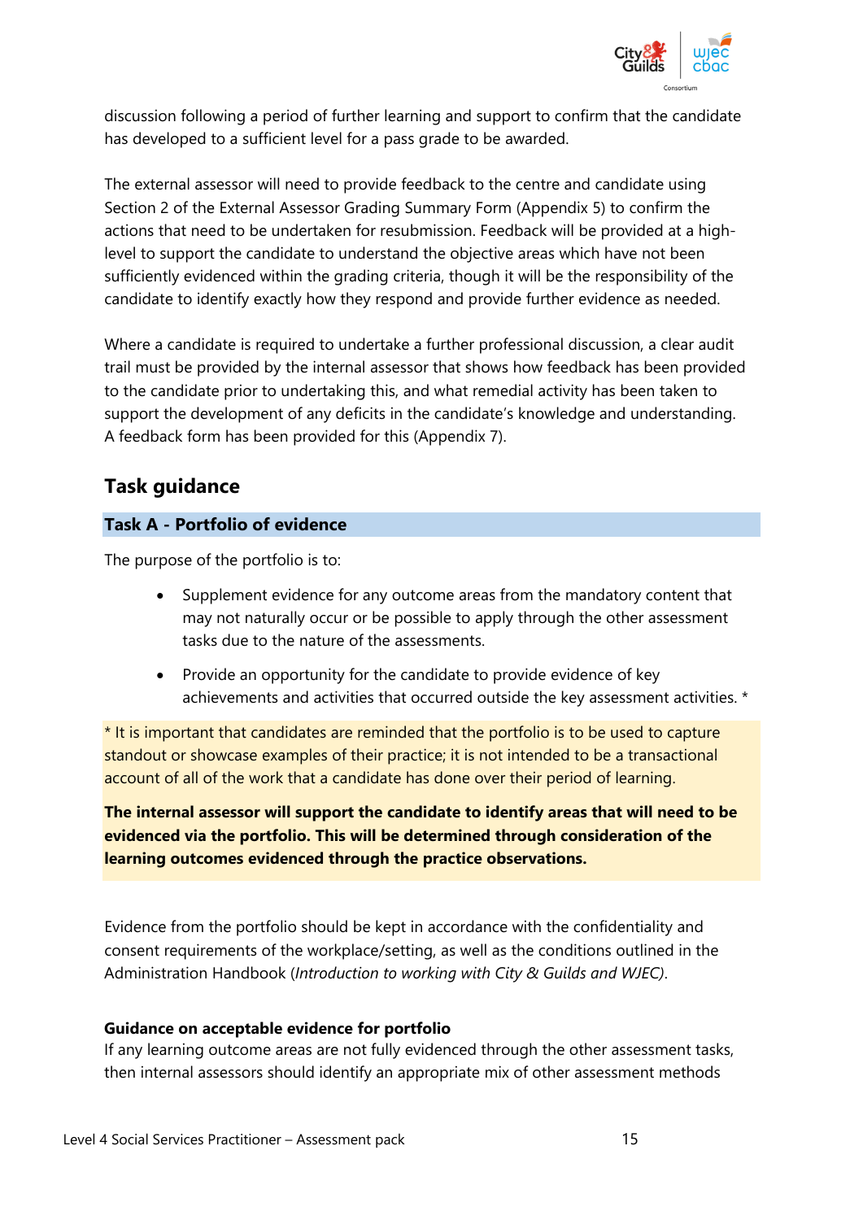discussion following a period of further learning and support to confirm that the candidate has developed to a sufficient level for a pass grade to be awarded.

The external assessor will need to provide feedback to the centre and candidate using Section 2 of the External Assessor Grading Summary Form (Appendix 5) to confirm the actions that need to be undertaken for resubmission. Feedback will be provided at a high-level to support the candidate to understand the objective areas which have not been sufficiently evidenced within the grading criteria, though it will be the responsibility of the candidate to identify exactly how they respond and provide further evidence as needed.

Where a candidate is required to undertake a further professional discussion, a clear audit trail must be provided by the internal assessor that shows how feedback has been provided to the candidate prior to undertaking this, and what remedial activity has been taken to support the development of any deficits in the candidate's knowledge and understanding. A feedback form has been provided for this (Appendix 7).

## Task guidance

### Task A - Portfolio of evidence

The purpose of the portfolio is to:

- Supplement evidence for any outcome areas from the mandatory content that may not naturally occur or be possible to apply through the other assessment tasks due to the nature of the assessments.
- Provide an opportunity for the candidate to provide evidence of key achievements and activities that occurred outside the key assessment activities. *

* It is important that candidates are reminded that the portfolio is to be used to capture standout or showcase examples of their practice; it is not intended to be a transactional account of all of the work that a candidate has done over their period of learning.

**The internal assessor will support the candidate to identify areas that will need to be evidenced via the portfolio. This will be determined through consideration of the learning outcomes evidenced through the practice observations.**

Evidence from the portfolio should be kept in accordance with the confidentiality and consent requirements of the workplace/setting, as well as the conditions outlined in the Administration Handbook (*Introduction to working with City & Guilds and WJEC*).

**Guidance on acceptable evidence for portfolio**

If any learning outcome areas are not fully evidenced through the other assessment tasks, then internal assessors should identify an appropriate mix of other assessment methods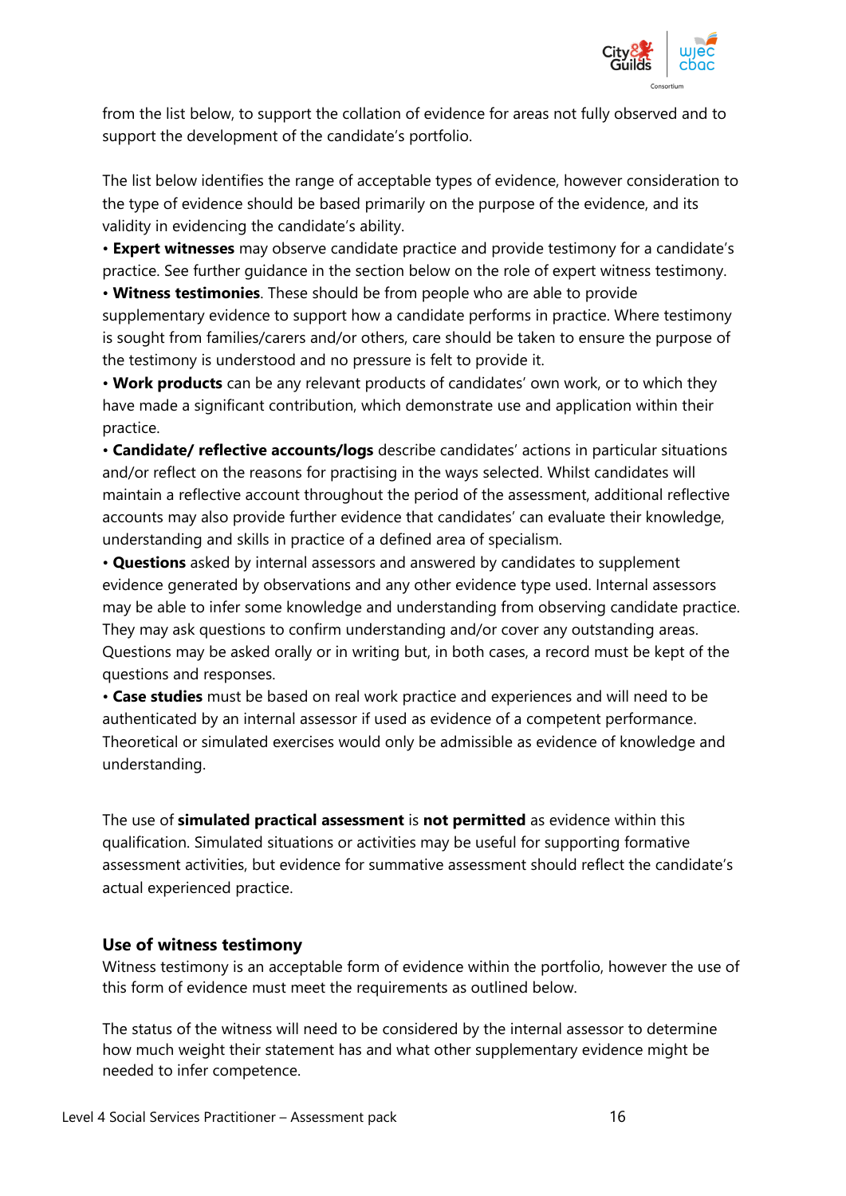from the list below, to support the collation of evidence for areas not fully observed and to support the development of the candidate's portfolio.

The list below identifies the range of acceptable types of evidence, however consideration to the type of evidence should be based primarily on the purpose of the evidence, and its validity in evidencing the candidate's ability.

- **Expert witnesses** may observe candidate practice and provide testimony for a candidate's practice. See further guidance in the section below on the role of expert witness testimony.
- **Witness testimonies**. These should be from people who are able to provide supplementary evidence to support how a candidate performs in practice. Where testimony is sought from families/carers and/or others, care should be taken to ensure the purpose of the testimony is understood and no pressure is felt to provide it.
- **Work products** can be any relevant products of candidates' own work, or to which they have made a significant contribution, which demonstrate use and application within their practice.
- **Candidate/ reflective accounts/logs** describe candidates' actions in particular situations and/or reflect on the reasons for practising in the ways selected. Whilst candidates will maintain a reflective account throughout the period of the assessment, additional reflective accounts may also provide further evidence that candidates' can evaluate their knowledge, understanding and skills in practice of a defined area of specialism.
- **Questions** asked by internal assessors and answered by candidates to supplement evidence generated by observations and any other evidence type used. Internal assessors may be able to infer some knowledge and understanding from observing candidate practice. They may ask questions to confirm understanding and/or cover any outstanding areas. Questions may be asked orally or in writing but, in both cases, a record must be kept of the questions and responses.
- **Case studies** must be based on real work practice and experiences and will need to be authenticated by an internal assessor if used as evidence of a competent performance. Theoretical or simulated exercises would only be admissible as evidence of knowledge and understanding.

The use of **simulated practical assessment** is **not permitted** as evidence within this qualification. Simulated situations or activities may be useful for supporting formative assessment activities, but evidence for summative assessment should reflect the candidate's actual experienced practice.

### Use of witness testimony

Witness testimony is an acceptable form of evidence within the portfolio, however the use of this form of evidence must meet the requirements as outlined below.

The status of the witness will need to be considered by the internal assessor to determine how much weight their statement has and what other supplementary evidence might be needed to infer competence.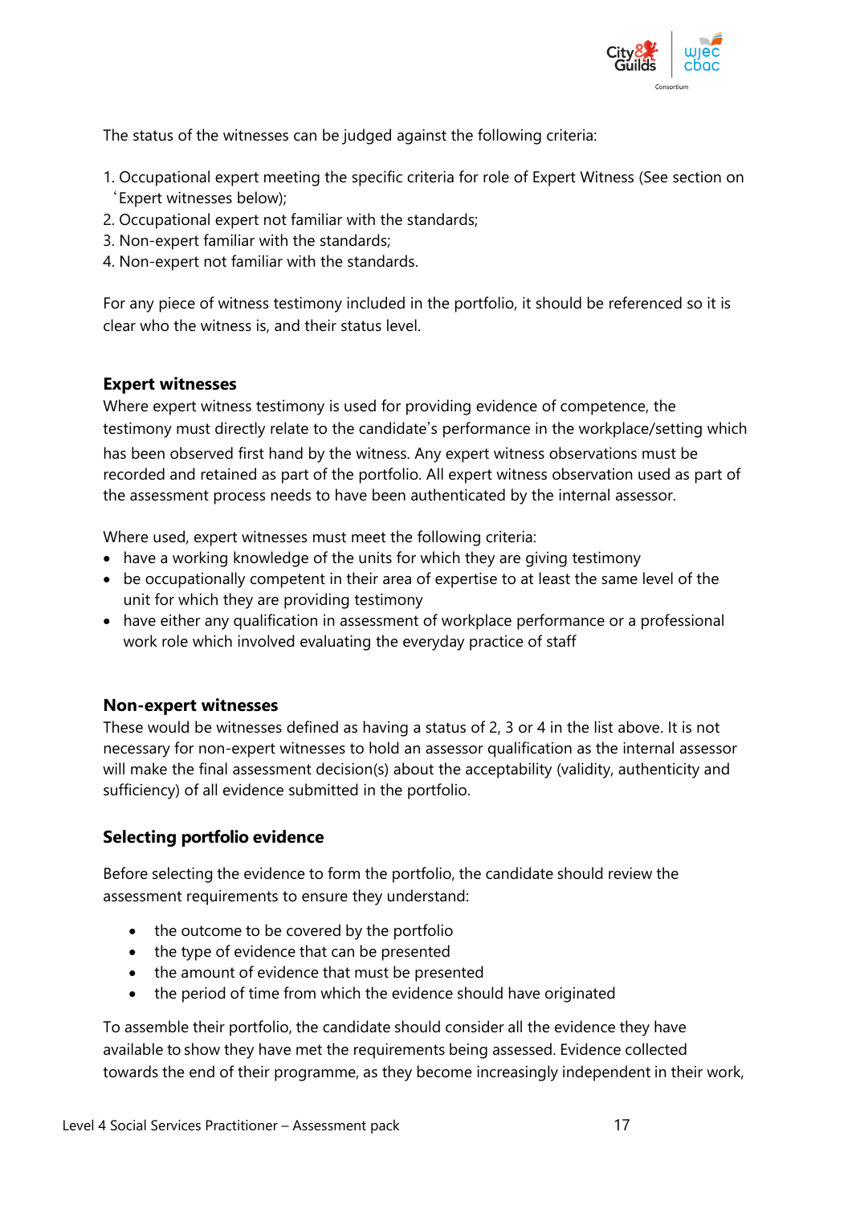The status of the witnesses can be judged against the following criteria:

1. Occupational expert meeting the specific criteria for role of Expert Witness (See section on 'Expert witnesses below);
2. Occupational expert not familiar with the standards;
3. Non-expert familiar with the standards;
4. Non-expert not familiar with the standards.

For any piece of witness testimony included in the portfolio, it should be referenced so it is clear who the witness is, and their status level.

### Expert witnesses

Where expert witness testimony is used for providing evidence of competence, the testimony must directly relate to the candidate's performance in the workplace/setting which has been observed first hand by the witness. Any expert witness observations must be recorded and retained as part of the portfolio. All expert witness observation used as part of the assessment process needs to have been authenticated by the internal assessor.

Where used, expert witnesses must meet the following criteria:

- have a working knowledge of the units for which they are giving testimony
- be occupationally competent in their area of expertise to at least the same level of the unit for which they are providing testimony
- have either any qualification in assessment of workplace performance or a professional work role which involved evaluating the everyday practice of staff

### Non-expert witnesses

These would be witnesses defined as having a status of 2, 3 or 4 in the list above. It is not necessary for non-expert witnesses to hold an assessor qualification as the internal assessor will make the final assessment decision(s) about the acceptability (validity, authenticity and sufficiency) of all evidence submitted in the portfolio.

### Selecting portfolio evidence

Before selecting the evidence to form the portfolio, the candidate should review the assessment requirements to ensure they understand:

- the outcome to be covered by the portfolio
- the type of evidence that can be presented
- the amount of evidence that must be presented
- the period of time from which the evidence should have originated

To assemble their portfolio, the candidate should consider all the evidence they have available to show they have met the requirements being assessed. Evidence collected towards the end of their programme, as they become increasingly independent in their work,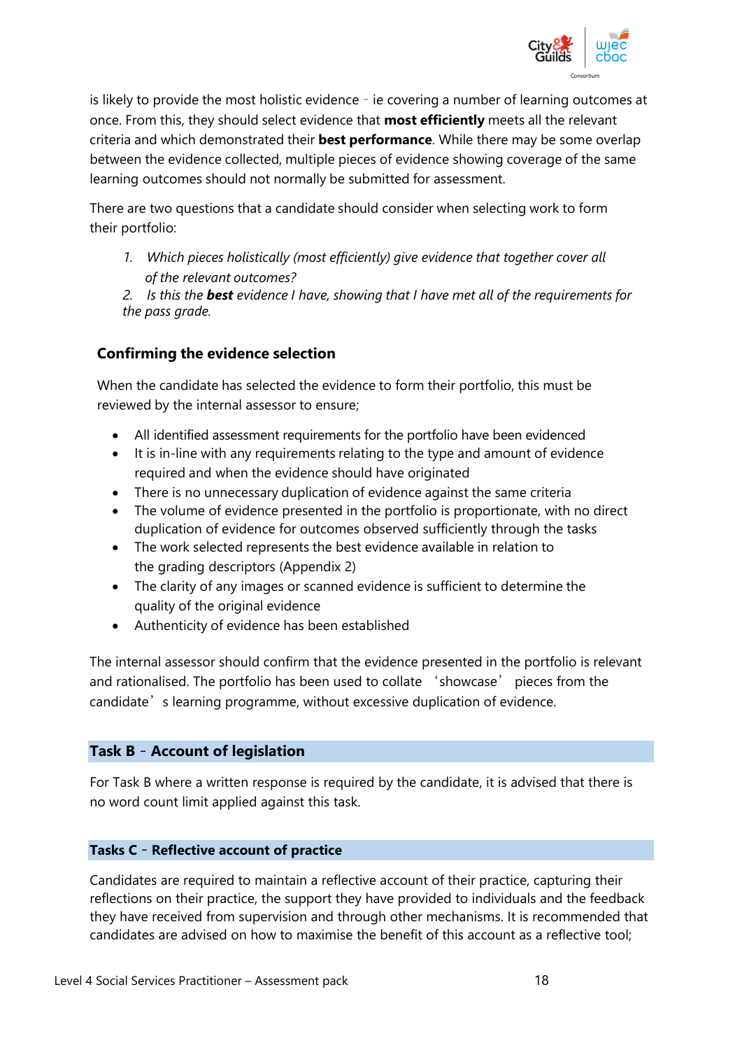is likely to provide the most holistic evidence – ie covering a number of learning outcomes at once. From this, they should select evidence that **most efficiently** meets all the relevant criteria and which demonstrated their **best performance**. While there may be some overlap between the evidence collected, multiple pieces of evidence showing coverage of the same learning outcomes should not normally be submitted for assessment.

There are two questions that a candidate should consider when selecting work to form their portfolio:

1. *Which pieces holistically (most efficiently) give evidence that together cover all of the relevant outcomes?*
2. *Is this the **best** evidence I have, showing that I have met all of the requirements for the pass grade.*

### Confirming the evidence selection

When the candidate has selected the evidence to form their portfolio, this must be reviewed by the internal assessor to ensure;

- All identified assessment requirements for the portfolio have been evidenced
- It is in-line with any requirements relating to the type and amount of evidence required and when the evidence should have originated
- There is no unnecessary duplication of evidence against the same criteria
- The volume of evidence presented in the portfolio is proportionate, with no direct duplication of evidence for outcomes observed sufficiently through the tasks
- The work selected represents the best evidence available in relation to the grading descriptors (Appendix 2)
- The clarity of any images or scanned evidence is sufficient to determine the quality of the original evidence
- Authenticity of evidence has been established

The internal assessor should confirm that the evidence presented in the portfolio is relevant and rationalised. The portfolio has been used to collate 'showcase' pieces from the candidate's learning programme, without excessive duplication of evidence.

## Task B – Account of legislation

For Task B where a written response is required by the candidate, it is advised that there is no word count limit applied against this task.

## Tasks C – Reflective account of practice

Candidates are required to maintain a reflective account of their practice, capturing their reflections on their practice, the support they have provided to individuals and the feedback they have received from supervision and through other mechanisms. It is recommended that candidates are advised on how to maximise the benefit of this account as a reflective tool;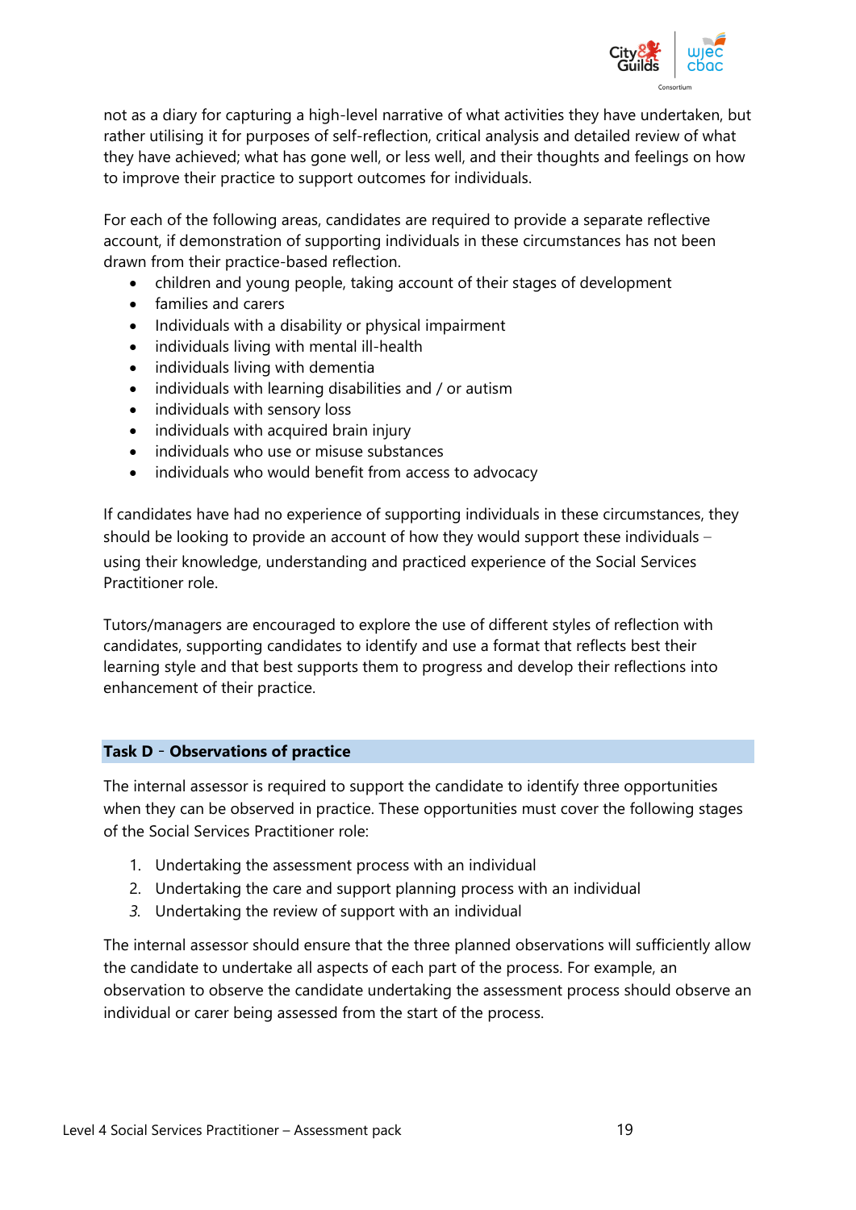not as a diary for capturing a high-level narrative of what activities they have undertaken, but rather utilising it for purposes of self-reflection, critical analysis and detailed review of what they have achieved; what has gone well, or less well, and their thoughts and feelings on how to improve their practice to support outcomes for individuals.

For each of the following areas, candidates are required to provide a separate reflective account, if demonstration of supporting individuals in these circumstances has not been drawn from their practice-based reflection.

- children and young people, taking account of their stages of development
- families and carers
- Individuals with a disability or physical impairment
- individuals living with mental ill-health
- individuals living with dementia
- individuals with learning disabilities and / or autism
- individuals with sensory loss
- individuals with acquired brain injury
- individuals who use or misuse substances
- individuals who would benefit from access to advocacy

If candidates have had no experience of supporting individuals in these circumstances, they should be looking to provide an account of how they would support these individuals – using their knowledge, understanding and practiced experience of the Social Services Practitioner role.

Tutors/managers are encouraged to explore the use of different styles of reflection with candidates, supporting candidates to identify and use a format that reflects best their learning style and that best supports them to progress and develop their reflections into enhancement of their practice.

## Task D - Observations of practice

The internal assessor is required to support the candidate to identify three opportunities when they can be observed in practice. These opportunities must cover the following stages of the Social Services Practitioner role:

1. Undertaking the assessment process with an individual
2. Undertaking the care and support planning process with an individual
3. Undertaking the review of support with an individual

The internal assessor should ensure that the three planned observations will sufficiently allow the candidate to undertake all aspects of each part of the process. For example, an observation to observe the candidate undertaking the assessment process should observe an individual or carer being assessed from the start of the process.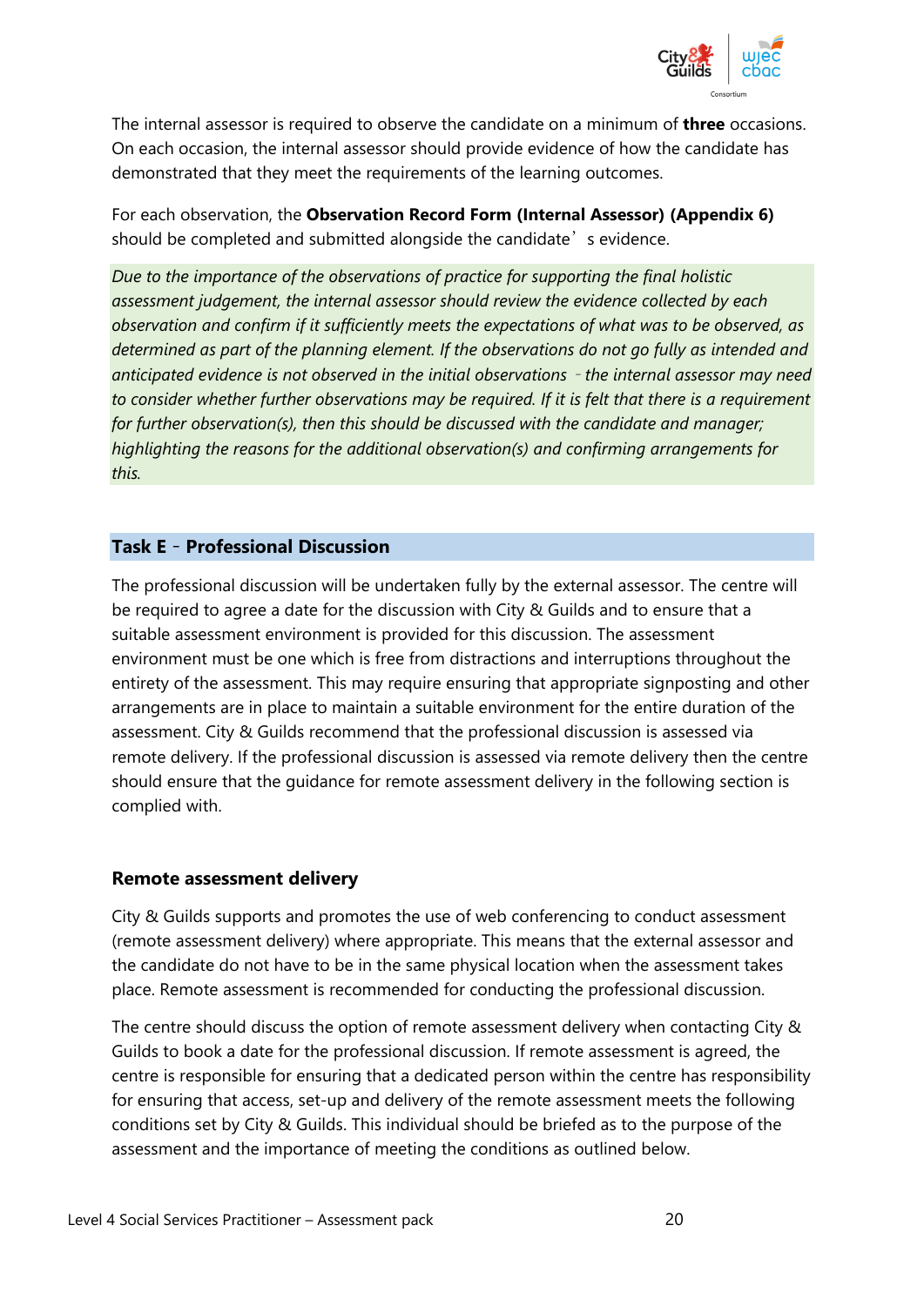The internal assessor is required to observe the candidate on a minimum of **three** occasions. On each occasion, the internal assessor should provide evidence of how the candidate has demonstrated that they meet the requirements of the learning outcomes.

For each observation, the **Observation Record Form (Internal Assessor) (Appendix 6)** should be completed and submitted alongside the candidate's evidence.

*Due to the importance of the observations of practice for supporting the final holistic assessment judgement, the internal assessor should review the evidence collected by each observation and confirm if it sufficiently meets the expectations of what was to be observed, as determined as part of the planning element. If the observations do not go fully as intended and anticipated evidence is not observed in the initial observations - the internal assessor may need to consider whether further observations may be required. If it is felt that there is a requirement for further observation(s), then this should be discussed with the candidate and manager; highlighting the reasons for the additional observation(s) and confirming arrangements for this.*

## Task E - Professional Discussion

The professional discussion will be undertaken fully by the external assessor. The centre will be required to agree a date for the discussion with City & Guilds and to ensure that a suitable assessment environment is provided for this discussion. The assessment environment must be one which is free from distractions and interruptions throughout the entirety of the assessment. This may require ensuring that appropriate signposting and other arrangements are in place to maintain a suitable environment for the entire duration of the assessment. City & Guilds recommend that the professional discussion is assessed via remote delivery. If the professional discussion is assessed via remote delivery then the centre should ensure that the guidance for remote assessment delivery in the following section is complied with.

### Remote assessment delivery

City & Guilds supports and promotes the use of web conferencing to conduct assessment (remote assessment delivery) where appropriate. This means that the external assessor and the candidate do not have to be in the same physical location when the assessment takes place. Remote assessment is recommended for conducting the professional discussion.

The centre should discuss the option of remote assessment delivery when contacting City & Guilds to book a date for the professional discussion. If remote assessment is agreed, the centre is responsible for ensuring that a dedicated person within the centre has responsibility for ensuring that access, set-up and delivery of the remote assessment meets the following conditions set by City & Guilds. This individual should be briefed as to the purpose of the assessment and the importance of meeting the conditions as outlined below.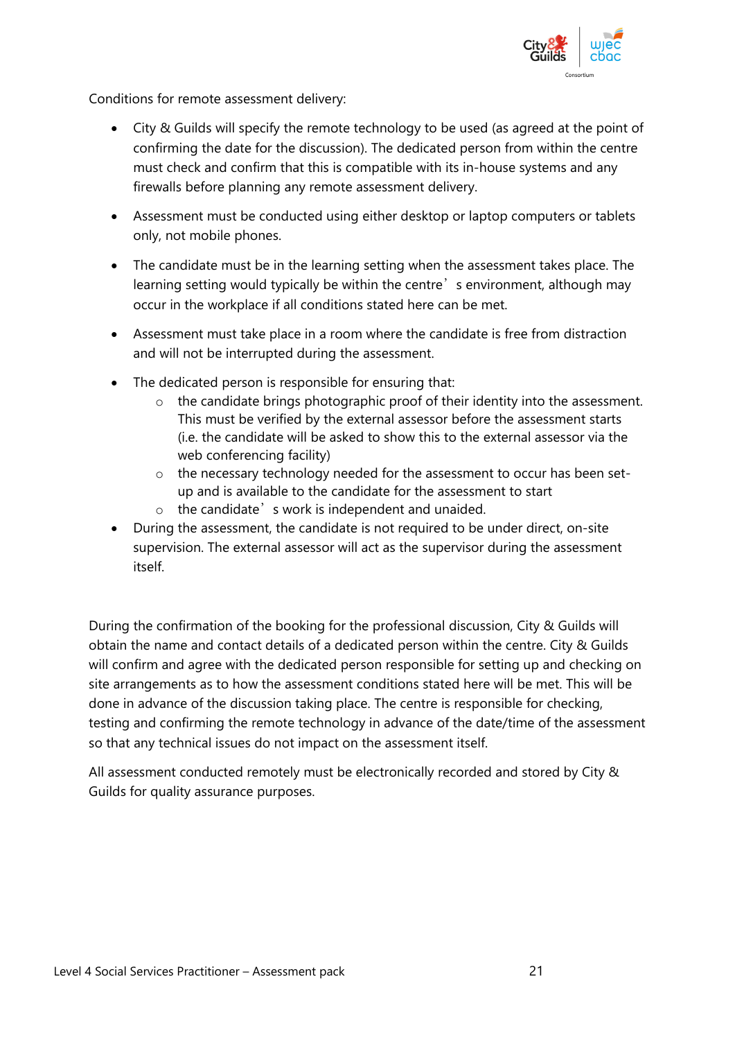Conditions for remote assessment delivery:

- City & Guilds will specify the remote technology to be used (as agreed at the point of confirming the date for the discussion). The dedicated person from within the centre must check and confirm that this is compatible with its in-house systems and any firewalls before planning any remote assessment delivery.
- Assessment must be conducted using either desktop or laptop computers or tablets only, not mobile phones.
- The candidate must be in the learning setting when the assessment takes place. The learning setting would typically be within the centre's environment, although may occur in the workplace if all conditions stated here can be met.
- Assessment must take place in a room where the candidate is free from distraction and will not be interrupted during the assessment.
- The dedicated person is responsible for ensuring that:
    - the candidate brings photographic proof of their identity into the assessment. This must be verified by the external assessor before the assessment starts (i.e. the candidate will be asked to show this to the external assessor via the web conferencing facility)
    - the necessary technology needed for the assessment to occur has been set-up and is available to the candidate for the assessment to start
    - the candidate's work is independent and unaided.
- During the assessment, the candidate is not required to be under direct, on-site supervision. The external assessor will act as the supervisor during the assessment itself.

During the confirmation of the booking for the professional discussion, City & Guilds will obtain the name and contact details of a dedicated person within the centre. City & Guilds will confirm and agree with the dedicated person responsible for setting up and checking on site arrangements as to how the assessment conditions stated here will be met. This will be done in advance of the discussion taking place. The centre is responsible for checking, testing and confirming the remote technology in advance of the date/time of the assessment so that any technical issues do not impact on the assessment itself.

All assessment conducted remotely must be electronically recorded and stored by City & Guilds for quality assurance purposes.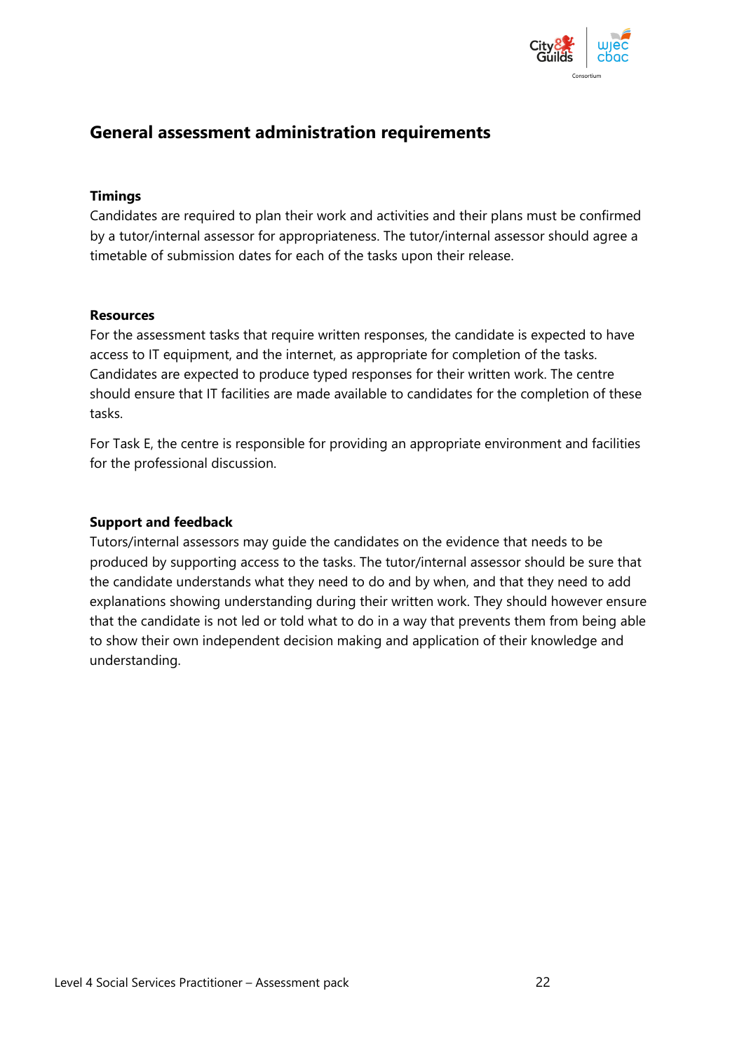## General assessment administration requirements

### Timings

Candidates are required to plan their work and activities and their plans must be confirmed by a tutor/internal assessor for appropriateness. The tutor/internal assessor should agree a timetable of submission dates for each of the tasks upon their release.

### Resources

For the assessment tasks that require written responses, the candidate is expected to have access to IT equipment, and the internet, as appropriate for completion of the tasks. Candidates are expected to produce typed responses for their written work. The centre should ensure that IT facilities are made available to candidates for the completion of these tasks.

For Task E, the centre is responsible for providing an appropriate environment and facilities for the professional discussion.

### Support and feedback

Tutors/internal assessors may guide the candidates on the evidence that needs to be produced by supporting access to the tasks. The tutor/internal assessor should be sure that the candidate understands what they need to do and by when, and that they need to add explanations showing understanding during their written work. They should however ensure that the candidate is not led or told what to do in a way that prevents them from being able to show their own independent decision making and application of their knowledge and understanding.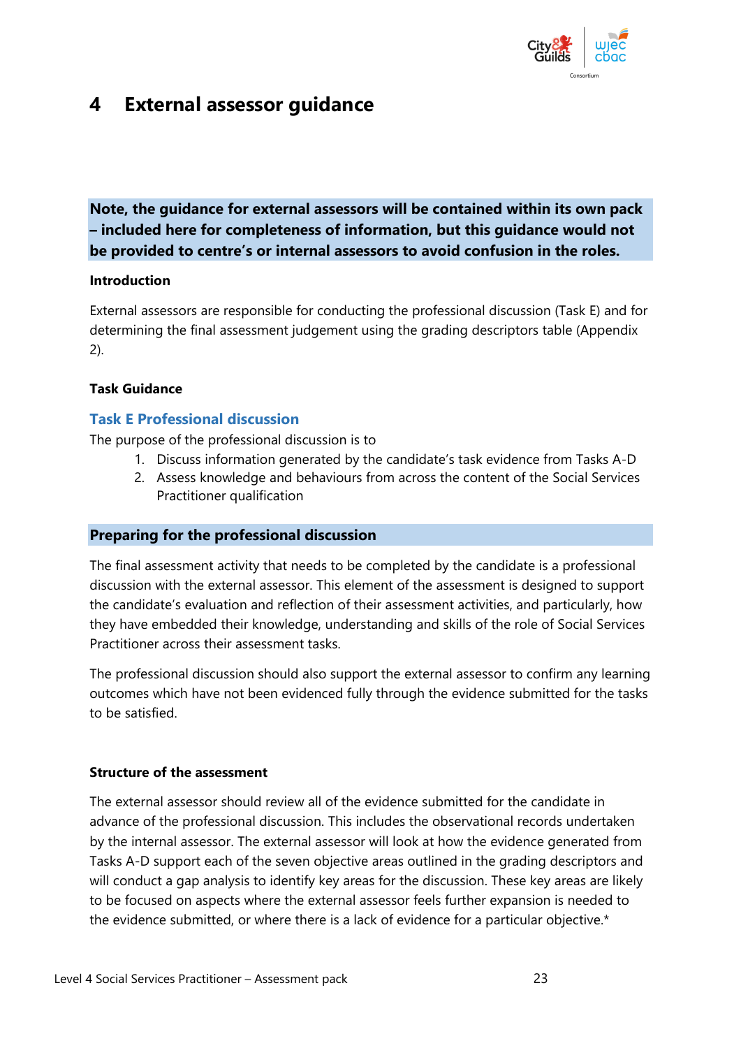# 4 External assessor guidance

**Note, the guidance for external assessors will be contained within its own pack – included here for completeness of information, but this guidance would not be provided to centre's or internal assessors to avoid confusion in the roles.**

**Introduction**

External assessors are responsible for conducting the professional discussion (Task E) and for determining the final assessment judgement using the grading descriptors table (Appendix 2).

**Task Guidance**

### Task E Professional discussion

The purpose of the professional discussion is to

1. Discuss information generated by the candidate's task evidence from Tasks A-D
2. Assess knowledge and behaviours from across the content of the Social Services Practitioner qualification

### Preparing for the professional discussion

The final assessment activity that needs to be completed by the candidate is a professional discussion with the external assessor. This element of the assessment is designed to support the candidate's evaluation and reflection of their assessment activities, and particularly, how they have embedded their knowledge, understanding and skills of the role of Social Services Practitioner across their assessment tasks.

The professional discussion should also support the external assessor to confirm any learning outcomes which have not been evidenced fully through the evidence submitted for the tasks to be satisfied.

**Structure of the assessment**

The external assessor should review all of the evidence submitted for the candidate in advance of the professional discussion. This includes the observational records undertaken by the internal assessor. The external assessor will look at how the evidence generated from Tasks A-D support each of the seven objective areas outlined in the grading descriptors and will conduct a gap analysis to identify key areas for the discussion. These key areas are likely to be focused on aspects where the external assessor feels further expansion is needed to the evidence submitted, or where there is a lack of evidence for a particular objective.*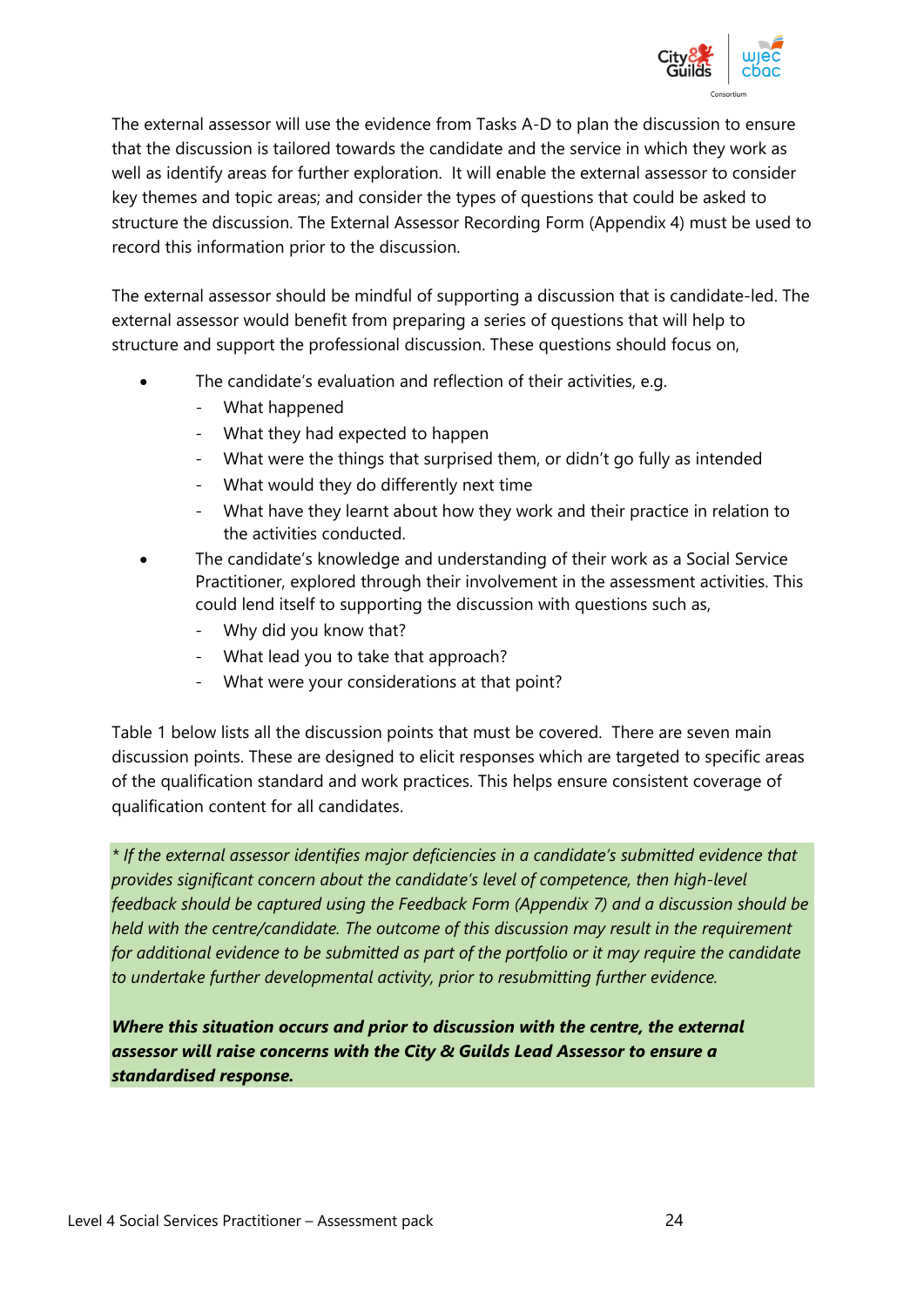The external assessor will use the evidence from Tasks A-D to plan the discussion to ensure that the discussion is tailored towards the candidate and the service in which they work as well as identify areas for further exploration. It will enable the external assessor to consider key themes and topic areas; and consider the types of questions that could be asked to structure the discussion. The External Assessor Recording Form (Appendix 4) must be used to record this information prior to the discussion.

The external assessor should be mindful of supporting a discussion that is candidate-led. The external assessor would benefit from preparing a series of questions that will help to structure and support the professional discussion. These questions should focus on,

- The candidate's evaluation and reflection of their activities, e.g.
  - What happened
  - What they had expected to happen
  - What were the things that surprised them, or didn't go fully as intended
  - What would they do differently next time
  - What have they learnt about how they work and their practice in relation to the activities conducted.
- The candidate's knowledge and understanding of their work as a Social Service Practitioner, explored through their involvement in the assessment activities. This could lend itself to supporting the discussion with questions such as,
  - Why did you know that?
  - What lead you to take that approach?
  - What were your considerations at that point?

Table 1 below lists all the discussion points that must be covered. There are seven main discussion points. These are designed to elicit responses which are targeted to specific areas of the qualification standard and work practices. This helps ensure consistent coverage of qualification content for all candidates.

*\* If the external assessor identifies major deficiencies in a candidate's submitted evidence that provides significant concern about the candidate's level of competence, then high-level feedback should be captured using the Feedback Form (Appendix 7) and a discussion should be held with the centre/candidate. The outcome of this discussion may result in the requirement for additional evidence to be submitted as part of the portfolio or it may require the candidate to undertake further developmental activity, prior to resubmitting further evidence.*

***Where this situation occurs and prior to discussion with the centre, the external assessor will raise concerns with the City & Guilds Lead Assessor to ensure a standardised response.***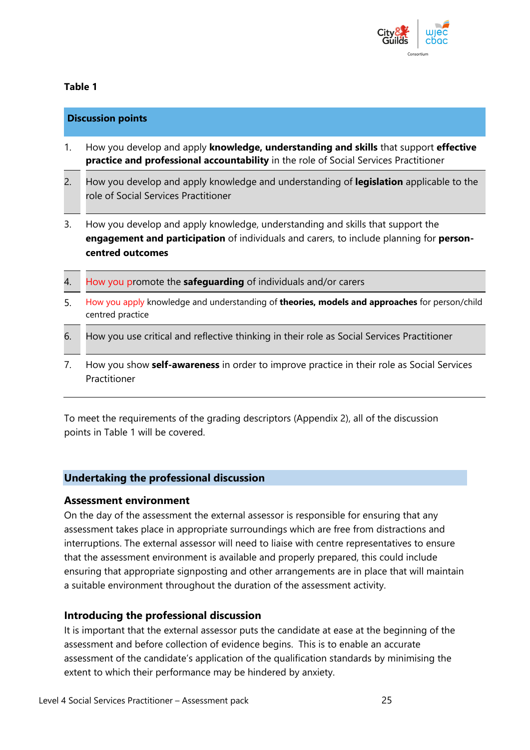**Table 1**

| Discussion points | |
|---|---|
| 1. | How you develop and apply **knowledge, understanding and skills** that support **effective practice and professional accountability** in the role of Social Services Practitioner |
| 2. | How you develop and apply knowledge and understanding of **legislation** applicable to the role of Social Services Practitioner |
| 3. | How you develop and apply knowledge, understanding and skills that support the **engagement and participation** of individuals and carers, to include planning for **person-centred outcomes** |
| 4. | How you promote the **safeguarding** of individuals and/or carers |
| 5. | How you apply knowledge and understanding of **theories, models and approaches** for person/child centred practice |
| 6. | How you use critical and reflective thinking in their role as Social Services Practitioner |
| 7. | How you show **self-awareness** in order to improve practice in their role as Social Services Practitioner |

To meet the requirements of the grading descriptors (Appendix 2), all of the discussion points in Table 1 will be covered.

## Undertaking the professional discussion

### Assessment environment

On the day of the assessment the external assessor is responsible for ensuring that any assessment takes place in appropriate surroundings which are free from distractions and interruptions. The external assessor will need to liaise with centre representatives to ensure that the assessment environment is available and properly prepared, this could include ensuring that appropriate signposting and other arrangements are in place that will maintain a suitable environment throughout the duration of the assessment activity.

### Introducing the professional discussion

It is important that the external assessor puts the candidate at ease at the beginning of the assessment and before collection of evidence begins. This is to enable an accurate assessment of the candidate's application of the qualification standards by minimising the extent to which their performance may be hindered by anxiety.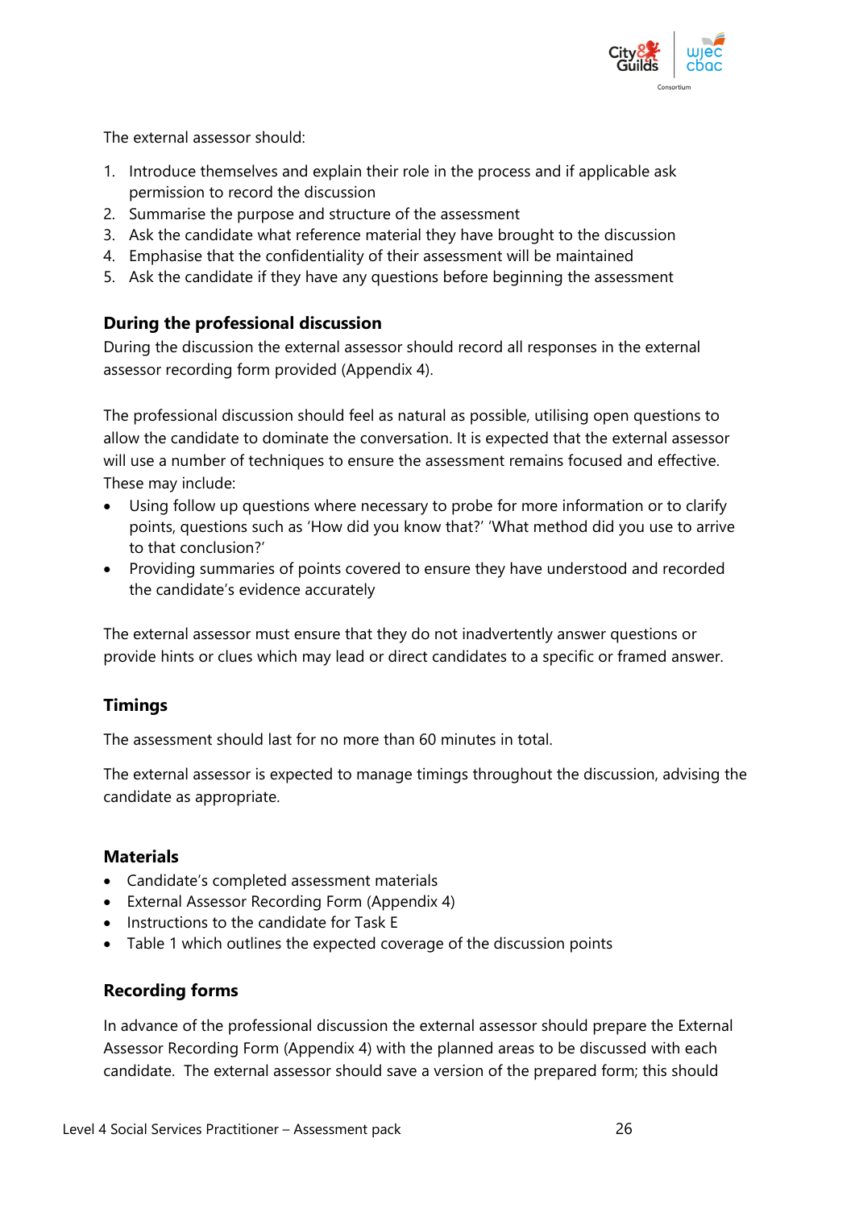The external assessor should:

1. Introduce themselves and explain their role in the process and if applicable ask permission to record the discussion
2. Summarise the purpose and structure of the assessment
3. Ask the candidate what reference material they have brought to the discussion
4. Emphasise that the confidentiality of their assessment will be maintained
5. Ask the candidate if they have any questions before beginning the assessment

### During the professional discussion

During the discussion the external assessor should record all responses in the external assessor recording form provided (Appendix 4).

The professional discussion should feel as natural as possible, utilising open questions to allow the candidate to dominate the conversation. It is expected that the external assessor will use a number of techniques to ensure the assessment remains focused and effective. These may include:

- Using follow up questions where necessary to probe for more information or to clarify points, questions such as 'How did you know that?' 'What method did you use to arrive to that conclusion?'
- Providing summaries of points covered to ensure they have understood and recorded the candidate's evidence accurately

The external assessor must ensure that they do not inadvertently answer questions or provide hints or clues which may lead or direct candidates to a specific or framed answer.

### Timings

The assessment should last for no more than 60 minutes in total.

The external assessor is expected to manage timings throughout the discussion, advising the candidate as appropriate.

### Materials

- Candidate's completed assessment materials
- External Assessor Recording Form (Appendix 4)
- Instructions to the candidate for Task E
- Table 1 which outlines the expected coverage of the discussion points

### Recording forms

In advance of the professional discussion the external assessor should prepare the External Assessor Recording Form (Appendix 4) with the planned areas to be discussed with each candidate. The external assessor should save a version of the prepared form; this should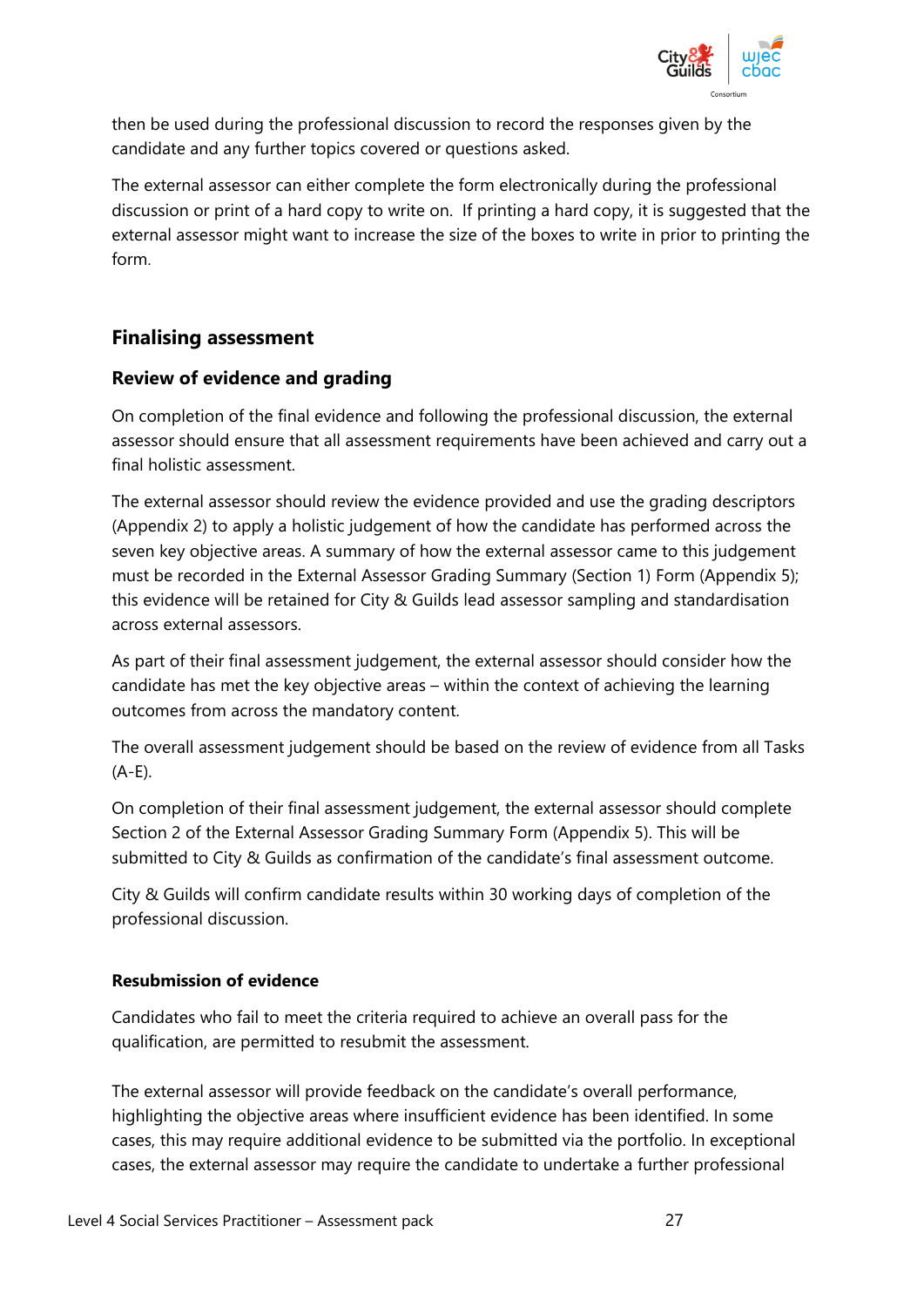then be used during the professional discussion to record the responses given by the candidate and any further topics covered or questions asked.

The external assessor can either complete the form electronically during the professional discussion or print of a hard copy to write on. If printing a hard copy, it is suggested that the external assessor might want to increase the size of the boxes to write in prior to printing the form.

## Finalising assessment

### Review of evidence and grading

On completion of the final evidence and following the professional discussion, the external assessor should ensure that all assessment requirements have been achieved and carry out a final holistic assessment.

The external assessor should review the evidence provided and use the grading descriptors (Appendix 2) to apply a holistic judgement of how the candidate has performed across the seven key objective areas. A summary of how the external assessor came to this judgement must be recorded in the External Assessor Grading Summary (Section 1) Form (Appendix 5); this evidence will be retained for City & Guilds lead assessor sampling and standardisation across external assessors.

As part of their final assessment judgement, the external assessor should consider how the candidate has met the key objective areas – within the context of achieving the learning outcomes from across the mandatory content.

The overall assessment judgement should be based on the review of evidence from all Tasks (A-E).

On completion of their final assessment judgement, the external assessor should complete Section 2 of the External Assessor Grading Summary Form (Appendix 5). This will be submitted to City & Guilds as confirmation of the candidate's final assessment outcome.

City & Guilds will confirm candidate results within 30 working days of completion of the professional discussion.

#### Resubmission of evidence

Candidates who fail to meet the criteria required to achieve an overall pass for the qualification, are permitted to resubmit the assessment.

The external assessor will provide feedback on the candidate's overall performance, highlighting the objective areas where insufficient evidence has been identified. In some cases, this may require additional evidence to be submitted via the portfolio. In exceptional cases, the external assessor may require the candidate to undertake a further professional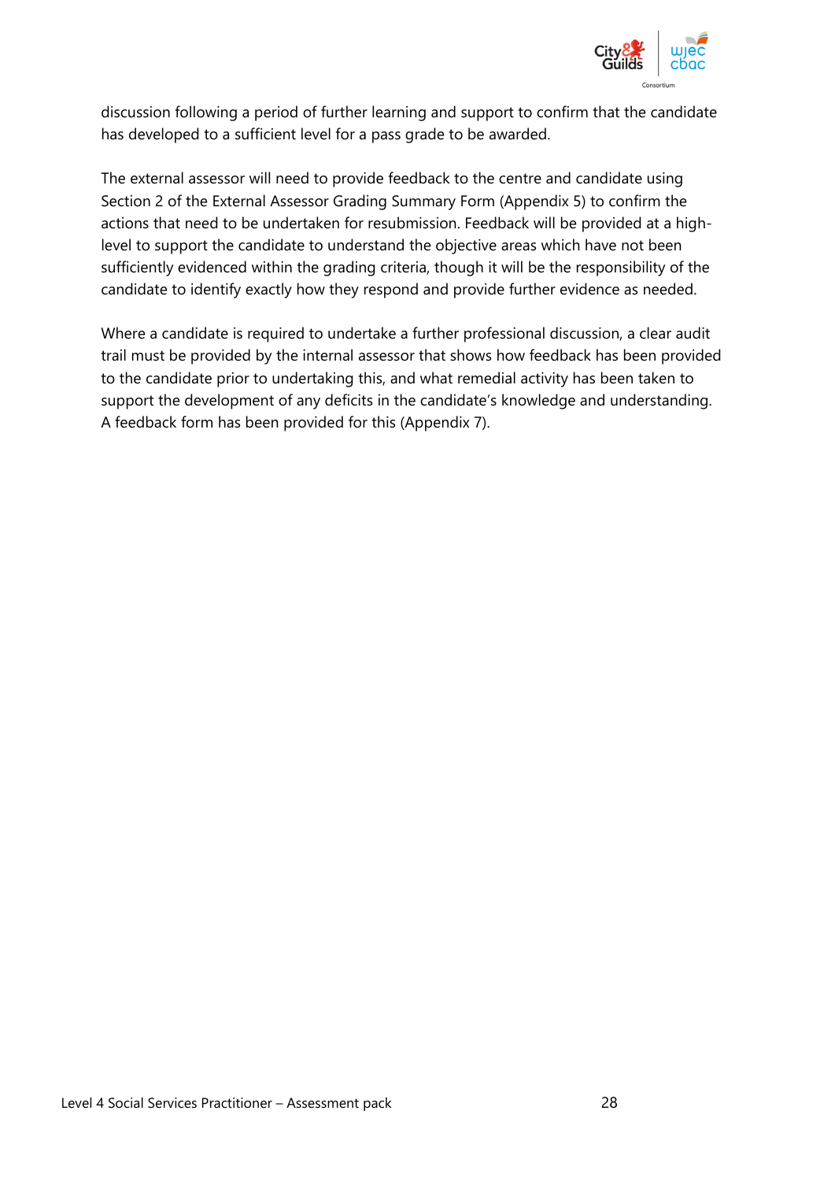discussion following a period of further learning and support to confirm that the candidate has developed to a sufficient level for a pass grade to be awarded.

The external assessor will need to provide feedback to the centre and candidate using Section 2 of the External Assessor Grading Summary Form (Appendix 5) to confirm the actions that need to be undertaken for resubmission. Feedback will be provided at a high-level to support the candidate to understand the objective areas which have not been sufficiently evidenced within the grading criteria, though it will be the responsibility of the candidate to identify exactly how they respond and provide further evidence as needed.

Where a candidate is required to undertake a further professional discussion, a clear audit trail must be provided by the internal assessor that shows how feedback has been provided to the candidate prior to undertaking this, and what remedial activity has been taken to support the development of any deficits in the candidate's knowledge and understanding. A feedback form has been provided for this (Appendix 7).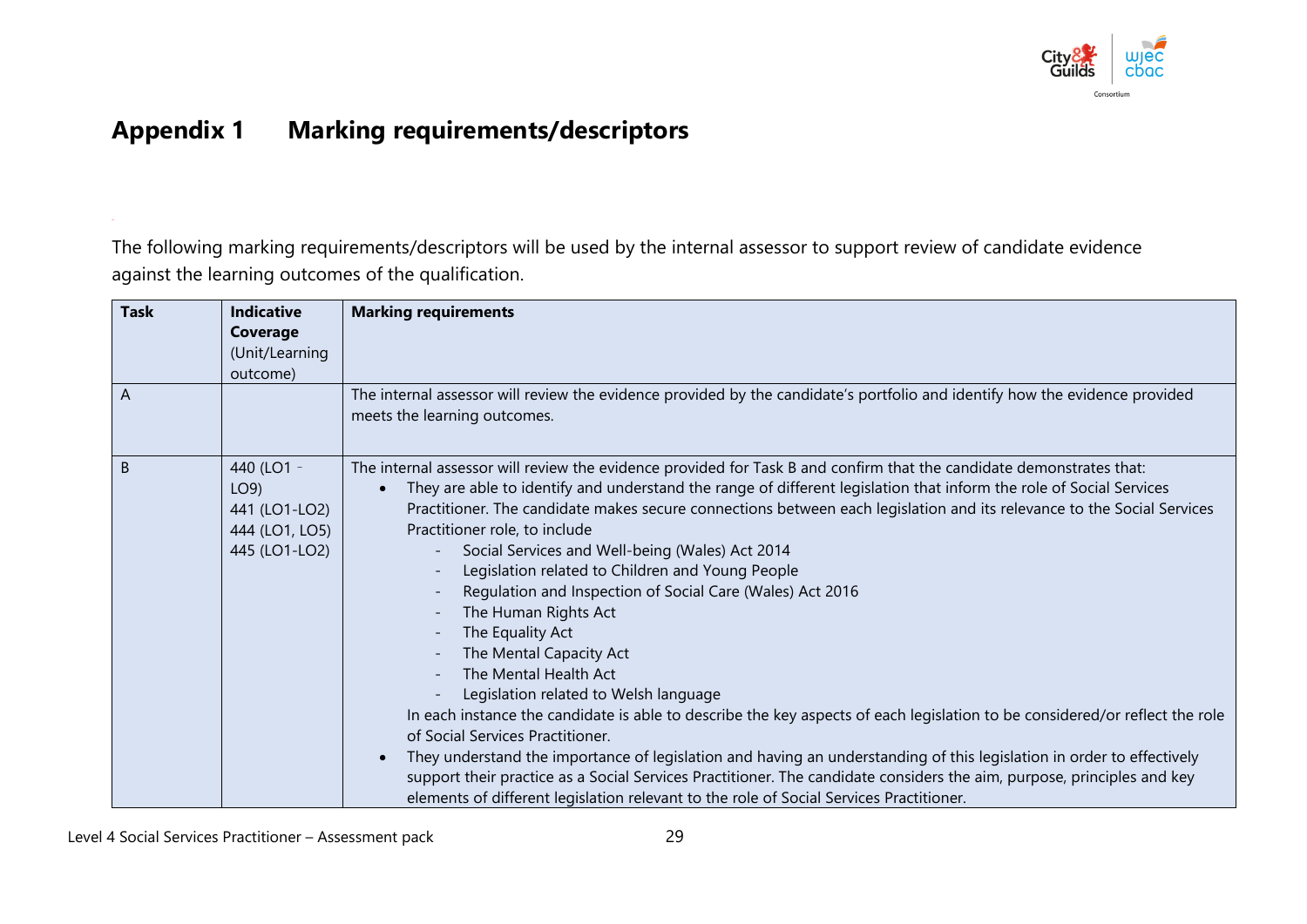# Appendix 1 Marking requirements/descriptors

The following marking requirements/descriptors will be used by the internal assessor to support review of candidate evidence against the learning outcomes of the qualification.

| Task | Indicative Coverage (Unit/Learning outcome) | Marking requirements |
|---|---|---|
| A | | The internal assessor will review the evidence provided by the candidate's portfolio and identify how the evidence provided meets the learning outcomes. |
| B | 440 (LO1 - LO9)<br>441 (LO1-LO2)<br>444 (LO1, LO5)<br>445 (LO1-LO2) | The internal assessor will review the evidence provided for Task B and confirm that the candidate demonstrates that:<br>• They are able to identify and understand the range of different legislation that inform the role of Social Services Practitioner. The candidate makes secure connections between each legislation and its relevance to the Social Services Practitioner role, to include<br>- Social Services and Well-being (Wales) Act 2014<br>- Legislation related to Children and Young People<br>- Regulation and Inspection of Social Care (Wales) Act 2016<br>- The Human Rights Act<br>- The Equality Act<br>- The Mental Capacity Act<br>- The Mental Health Act<br>- Legislation related to Welsh language<br>In each instance the candidate is able to describe the key aspects of each legislation to be considered/or reflect the role of Social Services Practitioner.<br>• They understand the importance of legislation and having an understanding of this legislation in order to effectively support their practice as a Social Services Practitioner. The candidate considers the aim, purpose, principles and key elements of different legislation relevant to the role of Social Services Practitioner. |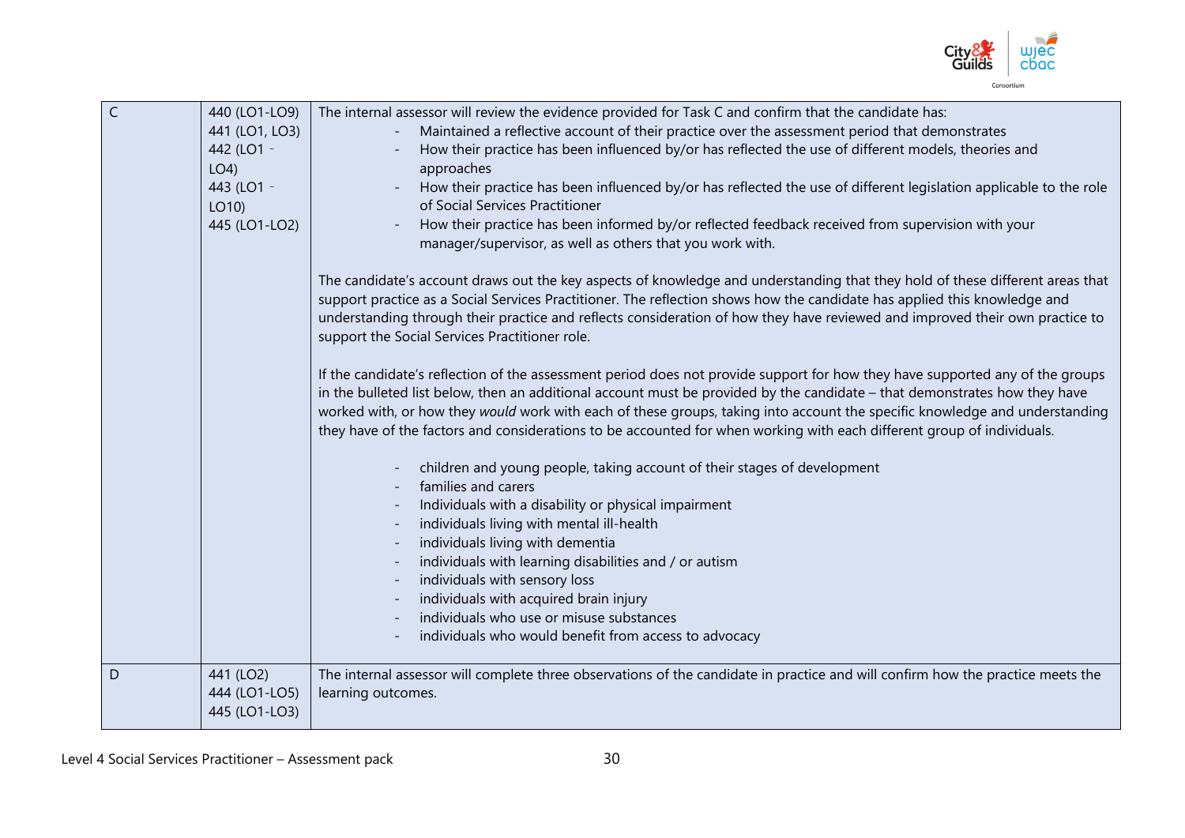| C | 440 (LO1-LO9)<br>441 (LO1, LO3)<br>442 (LO1 - LO4)<br>443 (LO1 - LO10)<br>445 (LO1-LO2) | The internal assessor will review the evidence provided for Task C and confirm that the candidate has:<br>- Maintained a reflective account of their practice over the assessment period that demonstrates<br>- How their practice has been influenced by/or has reflected the use of different models, theories and approaches<br>- How their practice has been influenced by/or has reflected the use of different legislation applicable to the role of Social Services Practitioner<br>- How their practice has been informed by/or reflected feedback received from supervision with your manager/supervisor, as well as others that you work with.<br><br>The candidate's account draws out the key aspects of knowledge and understanding that they hold of these different areas that support practice as a Social Services Practitioner. The reflection shows how the candidate has applied this knowledge and understanding through their practice and reflects consideration of how they have reviewed and improved their own practice to support the Social Services Practitioner role.<br><br>If the candidate's reflection of the assessment period does not provide support for how they have supported any of the groups in the bulleted list below, then an additional account must be provided by the candidate – that demonstrates how they have worked with, or how they *would* work with each of these groups, taking into account the specific knowledge and understanding they have of the factors and considerations to be accounted for when working with each different group of individuals.<br><br>- children and young people, taking account of their stages of development<br>- families and carers<br>- Individuals with a disability or physical impairment<br>- individuals living with mental ill-health<br>- individuals living with dementia<br>- individuals with learning disabilities and / or autism<br>- individuals with sensory loss<br>- individuals with acquired brain injury<br>- individuals who use or misuse substances<br>- individuals who would benefit from access to advocacy |
|---|---|---|
| D | 441 (LO2)<br>444 (LO1-LO5)<br>445 (LO1-LO3) | The internal assessor will complete three observations of the candidate in practice and will confirm how the practice meets the learning outcomes. |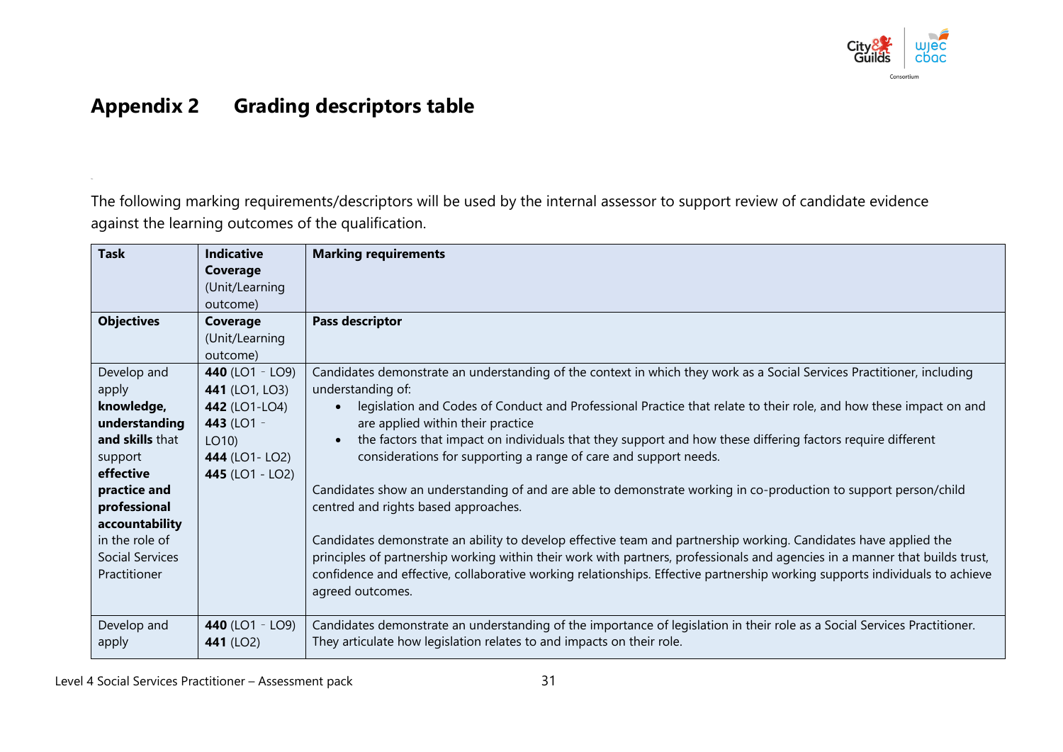# Appendix 2 Grading descriptors table

The following marking requirements/descriptors will be used by the internal assessor to support review of candidate evidence against the learning outcomes of the qualification.

| **Task** | **Indicative Coverage** (Unit/Learning outcome) | **Marking requirements** |
|---|---|---|
| **Objectives** | **Coverage** (Unit/Learning outcome) | **Pass descriptor** |
| Develop and apply **knowledge, understanding and skills** that support **effective practice and professional accountability** in the role of Social Services Practitioner | **440** (LO1 - LO9)<br>**441** (LO1, LO3)<br>**442** (LO1-LO4)<br>**443** (LO1 - LO10)<br>**444** (LO1- LO2)<br>**445** (LO1 - LO2) | Candidates demonstrate an understanding of the context in which they work as a Social Services Practitioner, including understanding of:<br>• legislation and Codes of Conduct and Professional Practice that relate to their role, and how these impact on and are applied within their practice<br>• the factors that impact on individuals that they support and how these differing factors require different considerations for supporting a range of care and support needs.<br><br>Candidates show an understanding of and are able to demonstrate working in co-production to support person/child centred and rights based approaches.<br><br>Candidates demonstrate an ability to develop effective team and partnership working. Candidates have applied the principles of partnership working within their work with partners, professionals and agencies in a manner that builds trust, confidence and effective, collaborative working relationships. Effective partnership working supports individuals to achieve agreed outcomes. |
| Develop and apply | **440** (LO1 - LO9)<br>**441** (LO2) | Candidates demonstrate an understanding of the importance of legislation in their role as a Social Services Practitioner. They articulate how legislation relates to and impacts on their role. |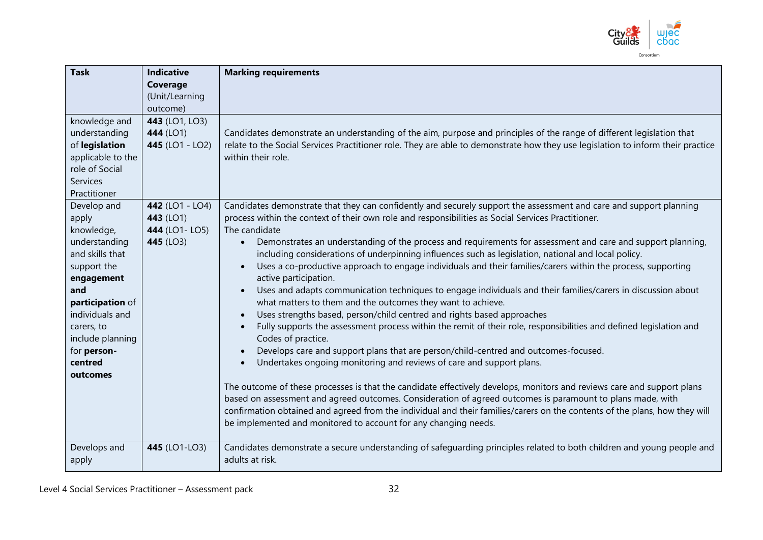| Task | Indicative Coverage (Unit/Learning outcome) | Marking requirements |
|---|---|---|
| knowledge and understanding of **legislation** applicable to the role of Social Services Practitioner | **443** (LO1, LO3)<br>**444** (LO1)<br>**445** (LO1 - LO2) | Candidates demonstrate an understanding of the aim, purpose and principles of the range of different legislation that relate to the Social Services Practitioner role. They are able to demonstrate how they use legislation to inform their practice within their role. |
| Develop and apply knowledge, understanding and skills that support the **engagement and participation** of individuals and carers, to include planning for **person-centred outcomes** | **442** (LO1 - LO4)<br>**443** (LO1)<br>**444** (LO1- LO5)<br>**445** (LO3) | Candidates demonstrate that they can confidently and securely support the assessment and care and support planning process within the context of their own role and responsibilities as Social Services Practitioner.<br>The candidate<br>• Demonstrates an understanding of the process and requirements for assessment and care and support planning, including considerations of underpinning influences such as legislation, national and local policy.<br>• Uses a co-productive approach to engage individuals and their families/carers within the process, supporting active participation.<br>• Uses and adapts communication techniques to engage individuals and their families/carers in discussion about what matters to them and the outcomes they want to achieve.<br>• Uses strengths based, person/child centred and rights based approaches<br>• Fully supports the assessment process within the remit of their role, responsibilities and defined legislation and Codes of practice.<br>• Develops care and support plans that are person/child-centred and outcomes-focused.<br>• Undertakes ongoing monitoring and reviews of care and support plans.<br><br>The outcome of these processes is that the candidate effectively develops, monitors and reviews care and support plans based on assessment and agreed outcomes. Consideration of agreed outcomes is paramount to plans made, with confirmation obtained and agreed from the individual and their families/carers on the contents of the plans, how they will be implemented and monitored to account for any changing needs. |
| Develops and apply | **445** (LO1-LO3) | Candidates demonstrate a secure understanding of safeguarding principles related to both children and young people and adults at risk. |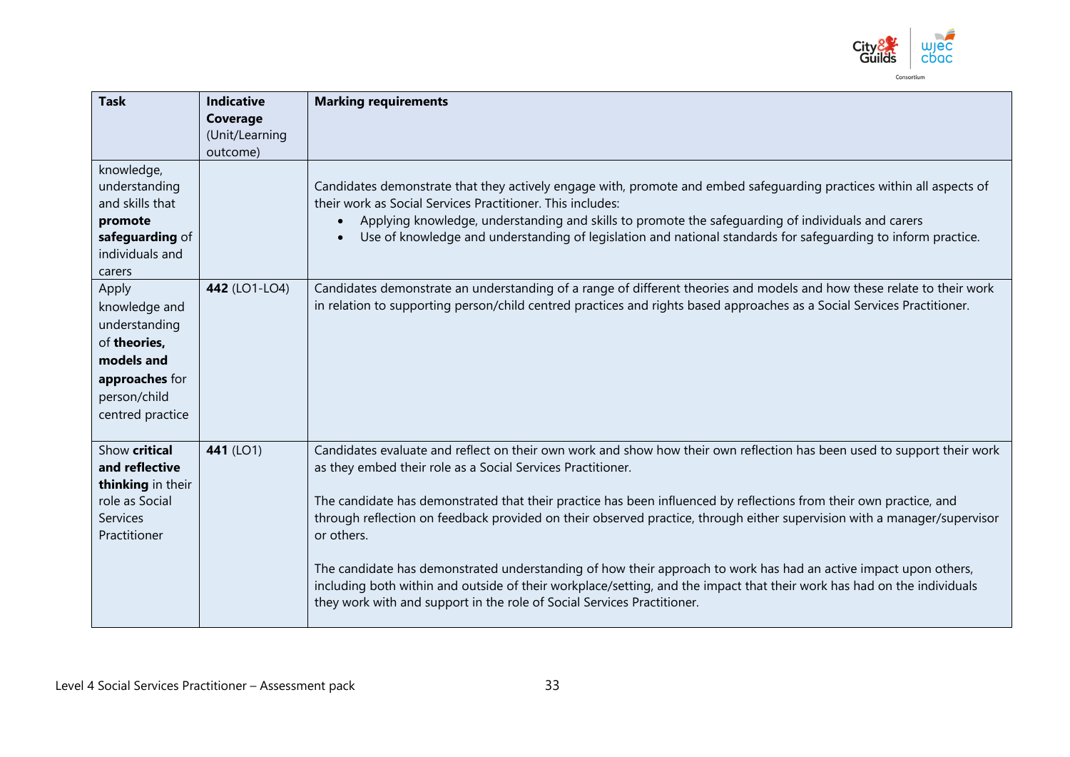| Task | Indicative Coverage (Unit/Learning outcome) | Marking requirements |
|---|---|---|
| knowledge, understanding and skills that **promote safeguarding** of individuals and carers | | Candidates demonstrate that they actively engage with, promote and embed safeguarding practices within all aspects of their work as Social Services Practitioner. This includes:<br>• Applying knowledge, understanding and skills to promote the safeguarding of individuals and carers<br>• Use of knowledge and understanding of legislation and national standards for safeguarding to inform practice. |
| Apply knowledge and understanding of **theories, models and approaches** for person/child centred practice | **442** (LO1-LO4) | Candidates demonstrate an understanding of a range of different theories and models and how these relate to their work in relation to supporting person/child centred practices and rights based approaches as a Social Services Practitioner. |
| Show **critical and reflective thinking** in their role as Social Services Practitioner | **441** (LO1) | Candidates evaluate and reflect on their own work and show how their own reflection has been used to support their work as they embed their role as a Social Services Practitioner.<br><br>The candidate has demonstrated that their practice has been influenced by reflections from their own practice, and through reflection on feedback provided on their observed practice, through either supervision with a manager/supervisor or others.<br><br>The candidate has demonstrated understanding of how their approach to work has had an active impact upon others, including both within and outside of their workplace/setting, and the impact that their work has had on the individuals they work with and support in the role of Social Services Practitioner. |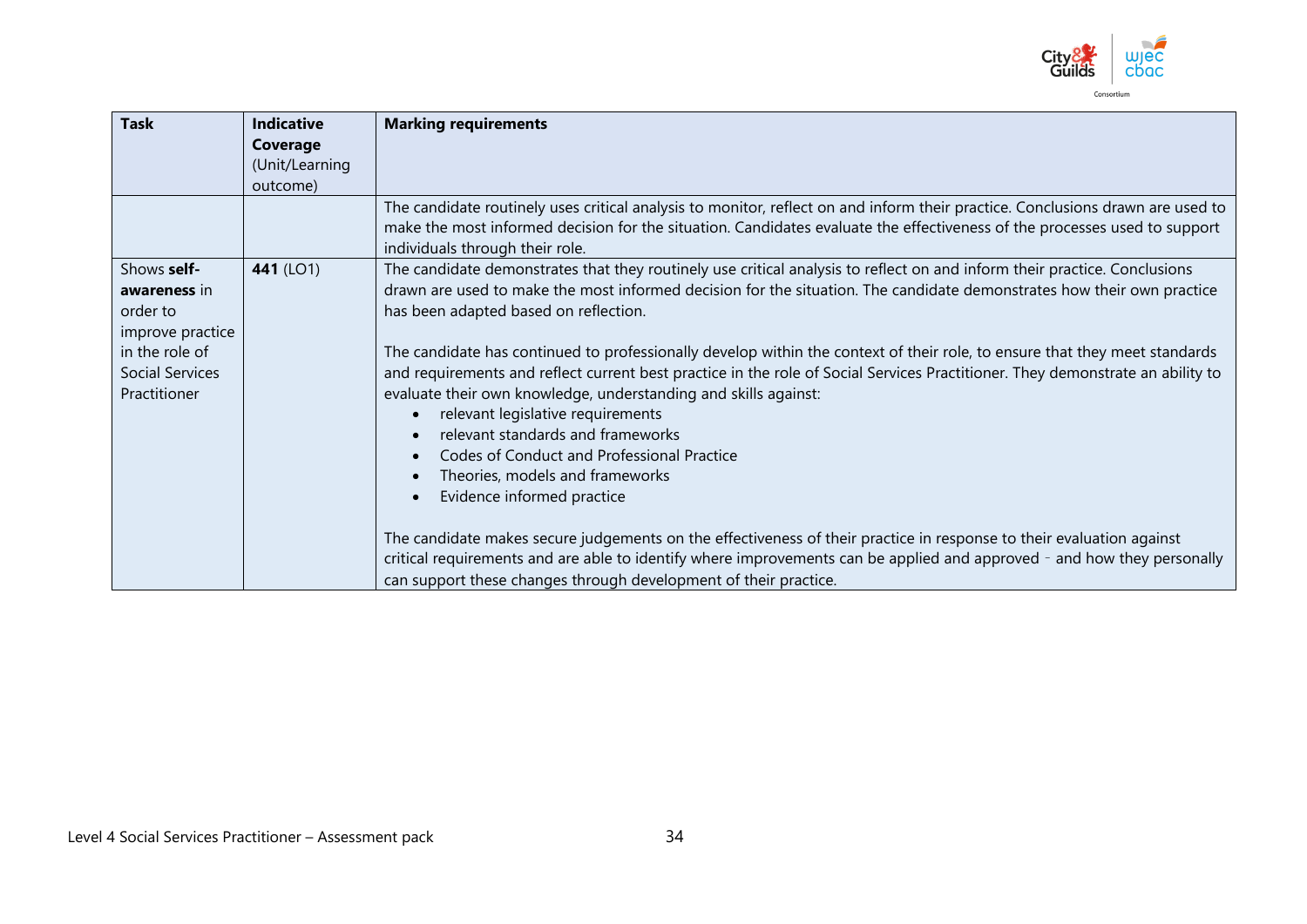| Task | Indicative Coverage (Unit/Learning outcome) | Marking requirements |
|---|---|---|
| | | The candidate routinely uses critical analysis to monitor, reflect on and inform their practice. Conclusions drawn are used to make the most informed decision for the situation. Candidates evaluate the effectiveness of the processes used to support individuals through their role. |
| Shows **self-awareness** in order to improve practice in the role of Social Services Practitioner | **441** (LO1) | The candidate demonstrates that they routinely use critical analysis to reflect on and inform their practice. Conclusions drawn are used to make the most informed decision for the situation. The candidate demonstrates how their own practice has been adapted based on reflection.<br><br>The candidate has continued to professionally develop within the context of their role, to ensure that they meet standards and requirements and reflect current best practice in the role of Social Services Practitioner. They demonstrate an ability to evaluate their own knowledge, understanding and skills against:<br>• relevant legislative requirements<br>• relevant standards and frameworks<br>• Codes of Conduct and Professional Practice<br>• Theories, models and frameworks<br>• Evidence informed practice<br><br>The candidate makes secure judgements on the effectiveness of their practice in response to their evaluation against critical requirements and are able to identify where improvements can be applied and approved - and how they personally can support these changes through development of their practice. |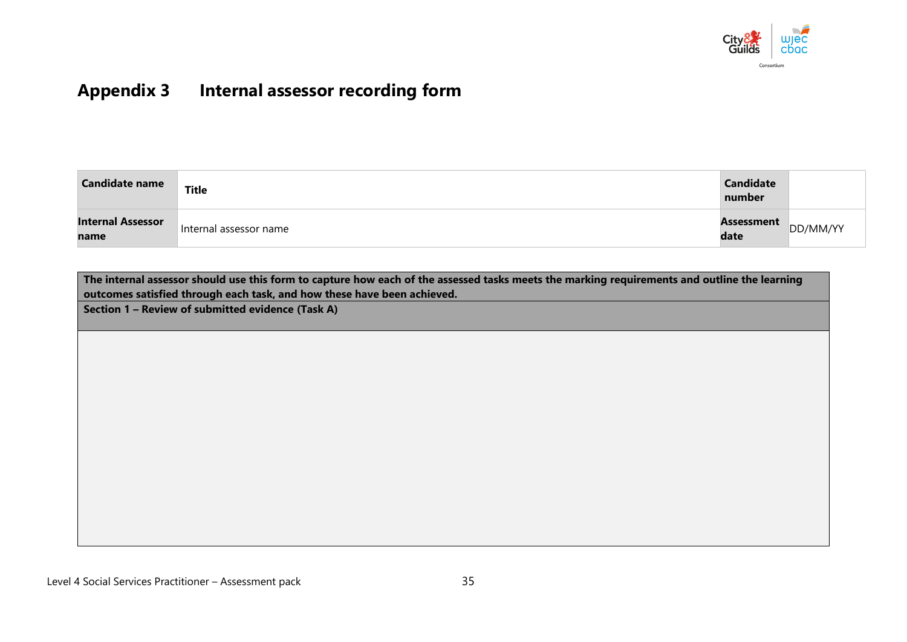# Appendix 3 Internal assessor recording form

| Candidate name | Title | Candidate number | |
|---|---|---|---|
| Internal Assessor name | Internal assessor name | Assessment date | DD/MM/YY |

| The internal assessor should use this form to capture how each of the assessed tasks meets the marking requirements and outline the learning outcomes satisfied through each task, and how these have been achieved. |
|---|
| **Section 1 – Review of submitted evidence (Task A)** |
| |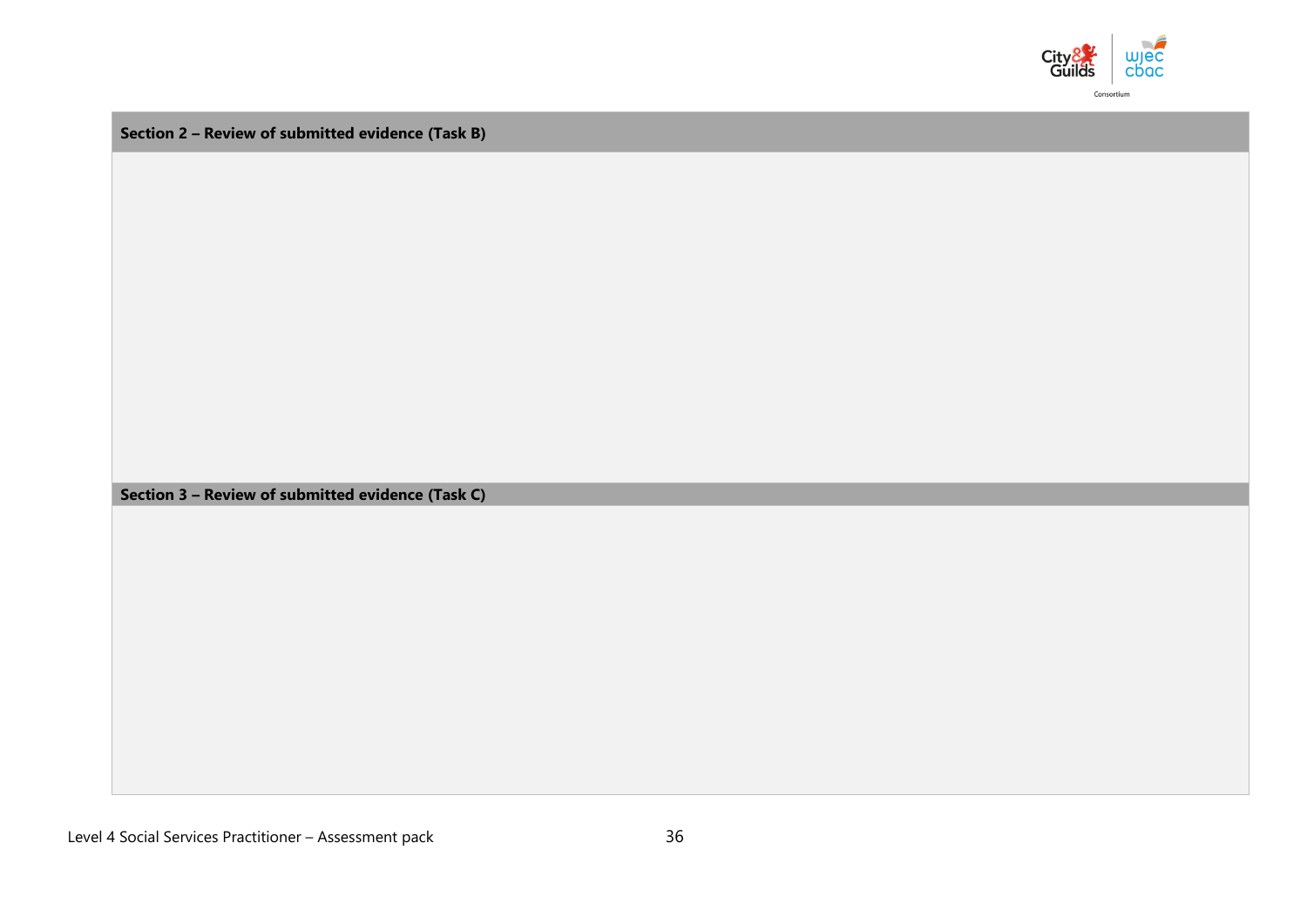| Section 2 – Review of submitted evidence (Task B) |
| --- |
| |

| Section 3 – Review of submitted evidence (Task C) |
| --- |
| |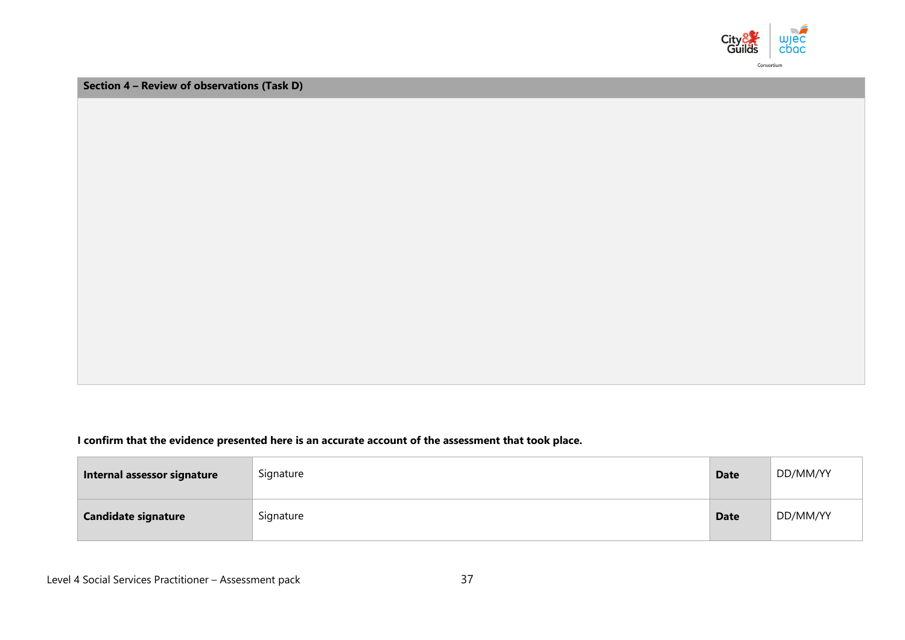| Section 4 – Review of observations (Task D) |
| --- |
| |

**I confirm that the evidence presented here is an accurate account of the assessment that took place.**

| | | | |
| --- | --- | --- | --- |
| **Internal assessor signature** | Signature | **Date** | DD/MM/YY |
| **Candidate signature** | Signature | **Date** | DD/MM/YY |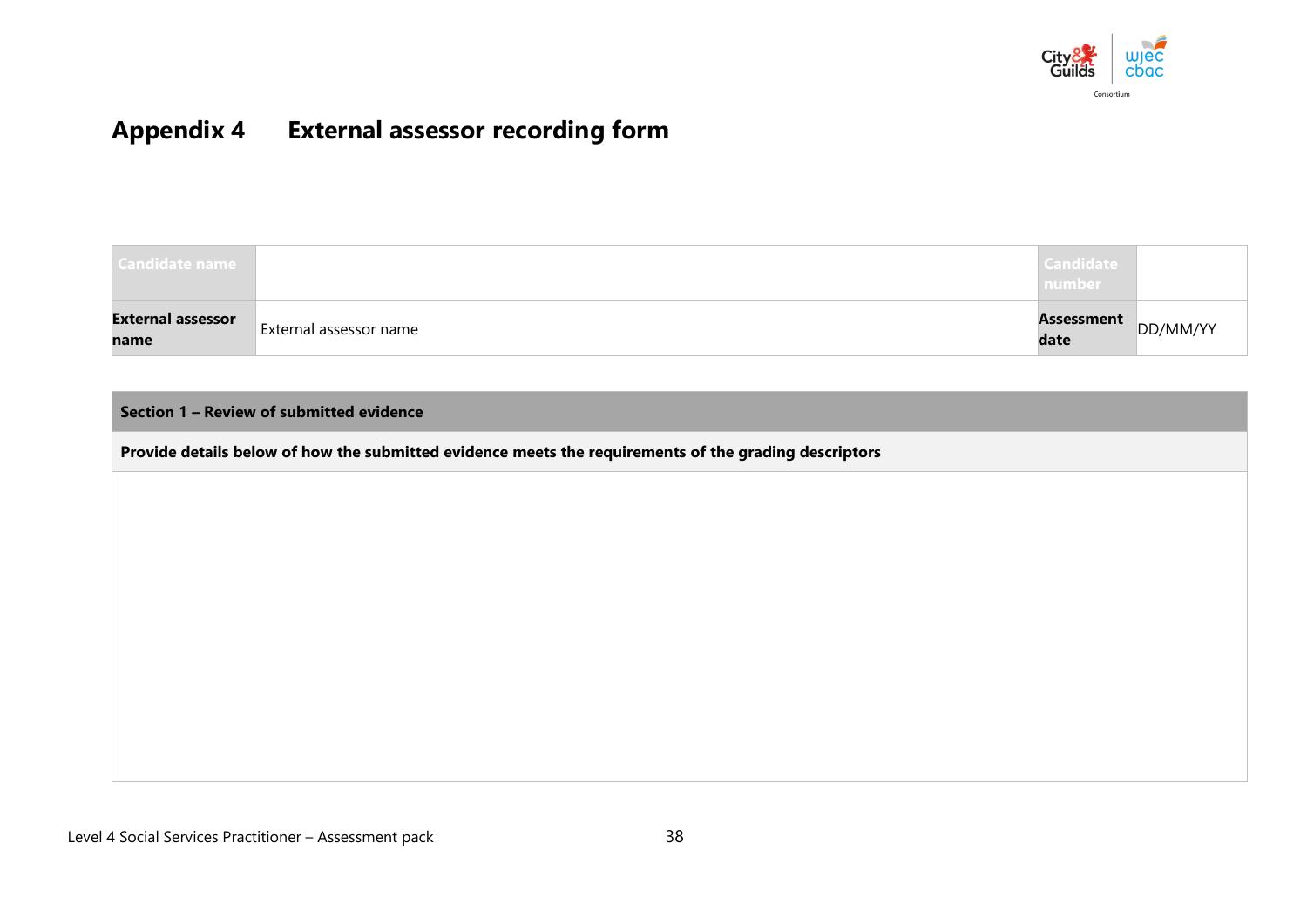# Appendix 4 External assessor recording form

| Candidate name | | Candidate number | |
|---|---|---|---|
| **External assessor name** | External assessor name | **Assessment date** | DD/MM/YY |

| **Section 1 – Review of submitted evidence** |
|---|
| **Provide details below of how the submitted evidence meets the requirements of the grading descriptors** |
| |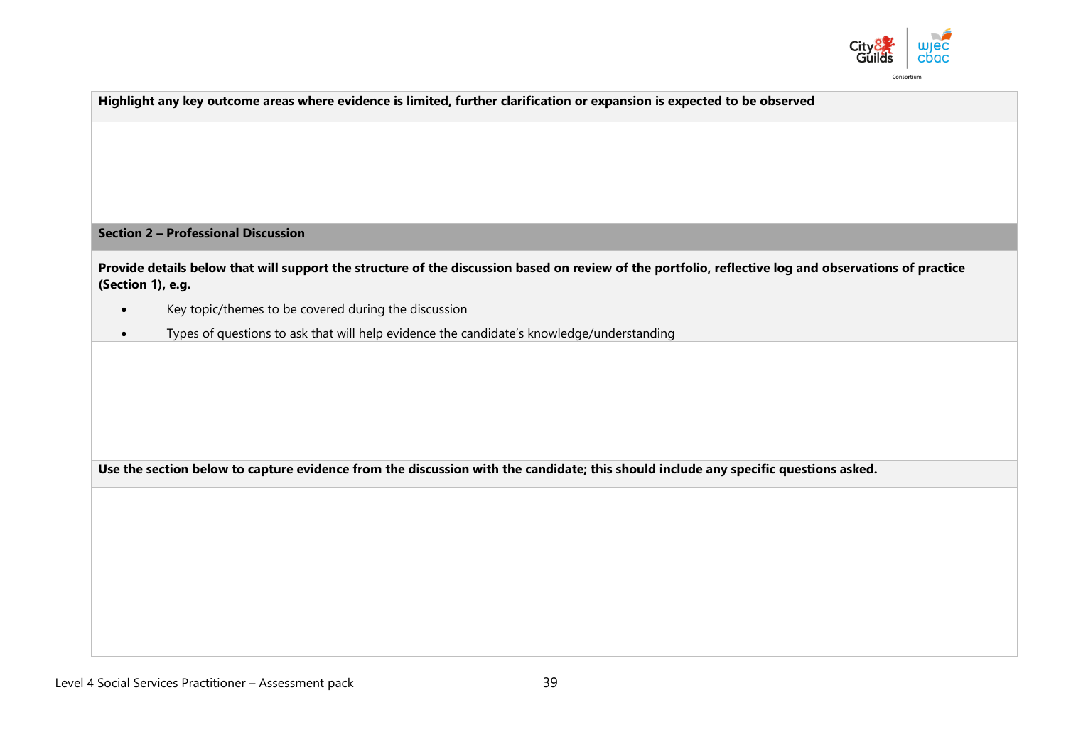**Highlight any key outcome areas where evidence is limited, further clarification or expansion is expected to be observed**

## Section 2 – Professional Discussion

**Provide details below that will support the structure of the discussion based on review of the portfolio, reflective log and observations of practice (Section 1), e.g.**

- Key topic/themes to be covered during the discussion
- Types of questions to ask that will help evidence the candidate's knowledge/understanding

**Use the section below to capture evidence from the discussion with the candidate; this should include any specific questions asked.**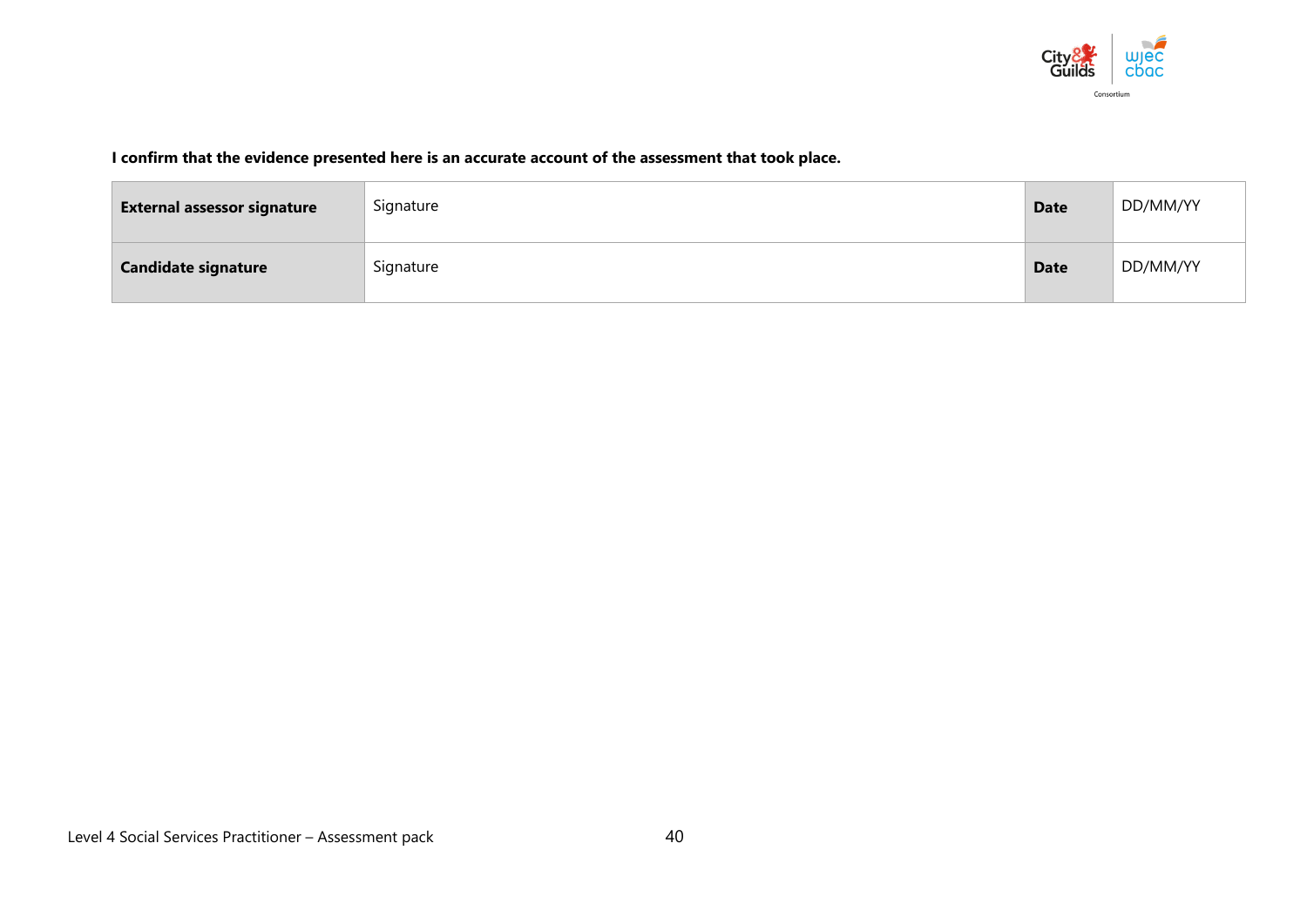**I confirm that the evidence presented here is an accurate account of the assessment that took place.**

| **External assessor signature** | Signature | **Date** | DD/MM/YY |
|---|---|---|---|
| **Candidate signature** | Signature | **Date** | DD/MM/YY |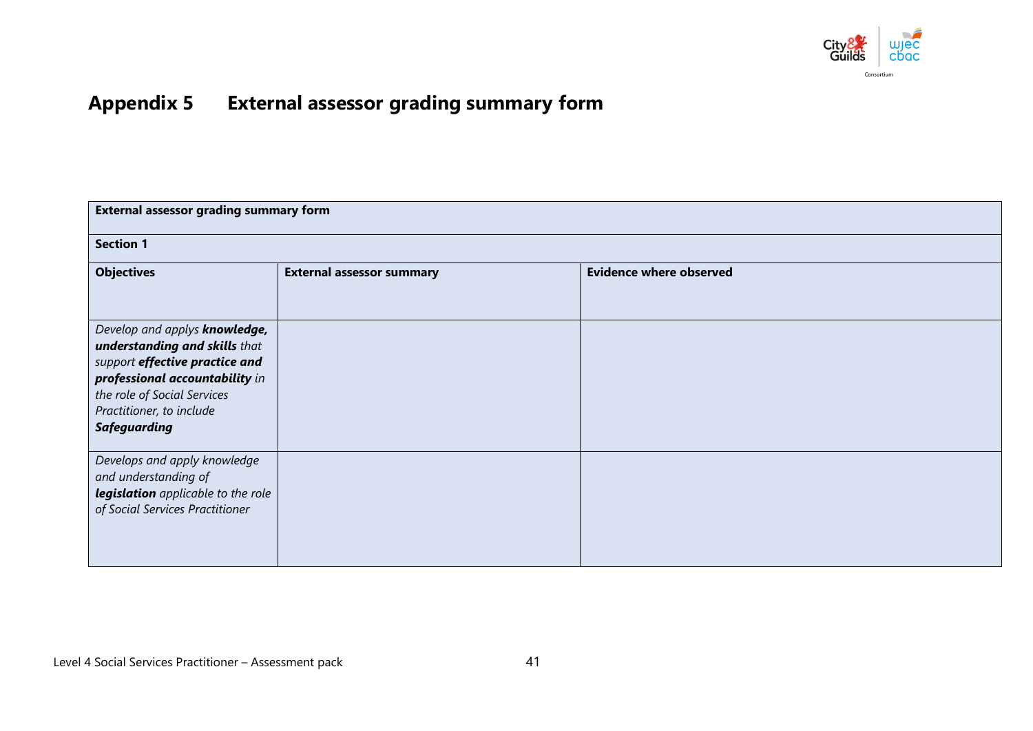# Appendix 5 External assessor grading summary form

| External assessor grading summary form | | |
|---|---|---|
| **Section 1** | | |
| **Objectives** | **External assessor summary** | **Evidence where observed** |
| *Develop and applys **knowledge, understanding and skills** that support **effective practice and professional accountability** in the role of Social Services Practitioner, to include **Safeguarding*** | | |
| *Develops and apply knowledge and understanding of **legislation** applicable to the role of Social Services Practitioner* | | |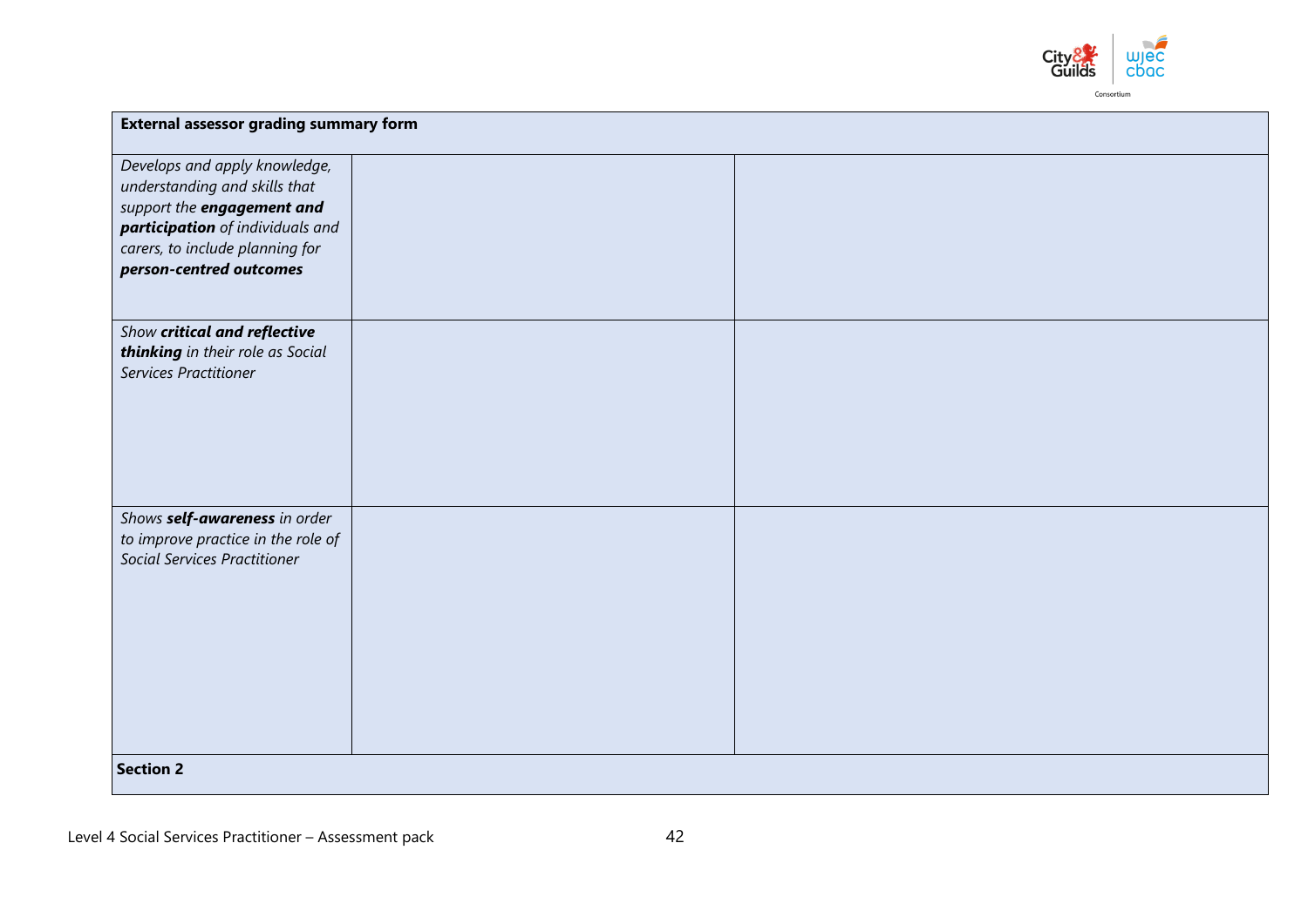| External assessor grading summary form | | |
|---|---|---|
| *Develops and apply knowledge, understanding and skills that support the* ***engagement and participation*** *of individuals and carers, to include planning for* ***person-centred outcomes*** | | |
| *Show* ***critical and reflective thinking*** *in their role as Social Services Practitioner* | | |
| *Shows* ***self-awareness*** *in order to improve practice in the role of Social Services Practitioner* | | |
| **Section 2** | | |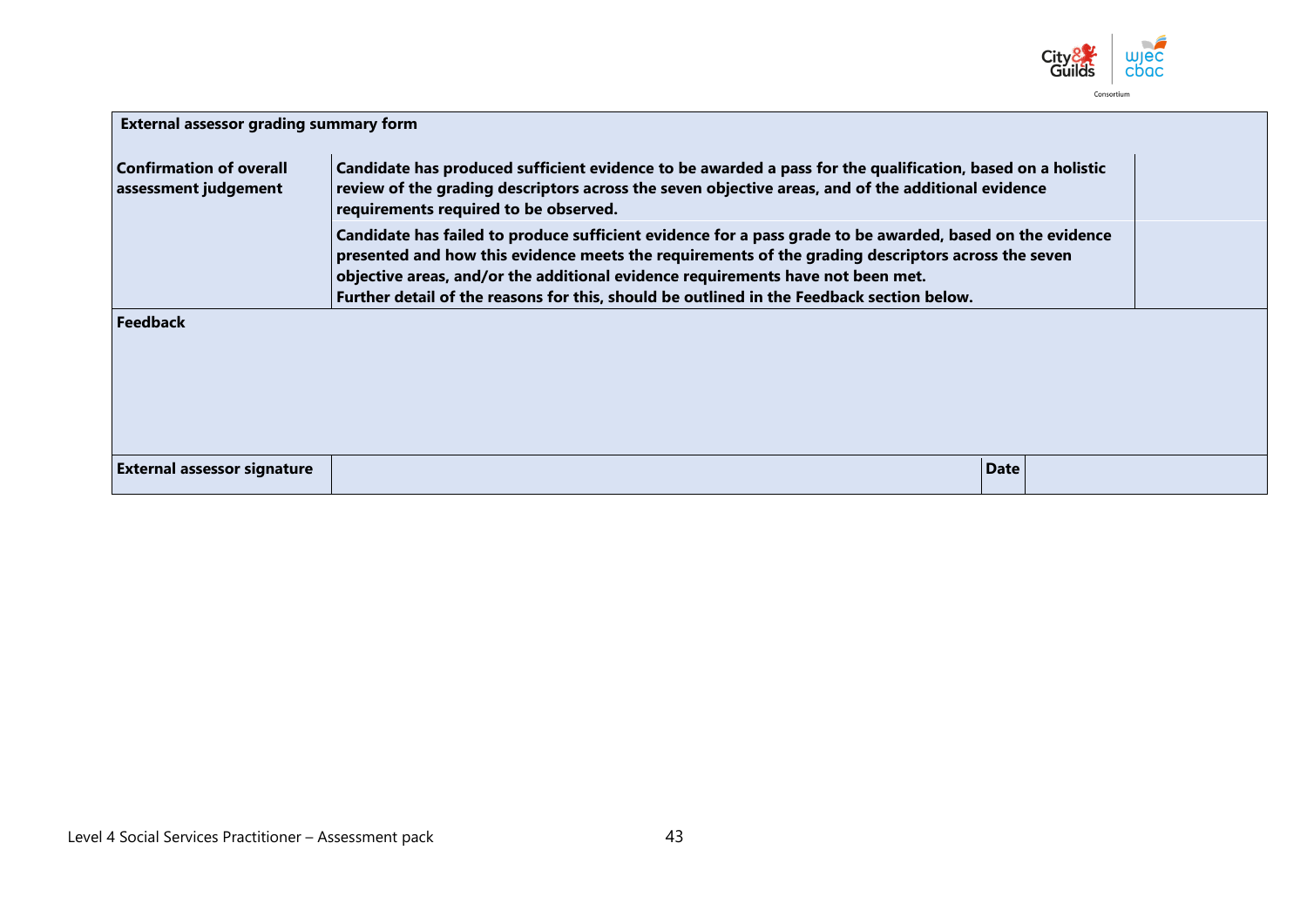| **External assessor grading summary form** | | | | |
|---|---|---|---|---|
| **Confirmation of overall assessment judgement** | **Candidate has produced sufficient evidence to be awarded a pass for the qualification, based on a holistic review of the grading descriptors across the seven objective areas, and of the additional evidence requirements required to be observed.** | | | |
| | **Candidate has failed to produce sufficient evidence for a pass grade to be awarded, based on the evidence presented and how this evidence meets the requirements of the grading descriptors across the seven objective areas, and/or the additional evidence requirements have not been met.**<br>**Further detail of the reasons for this, should be outlined in the Feedback section below.** | | | |
| **Feedback** | | | | |
| **External assessor signature** | | **Date** | | |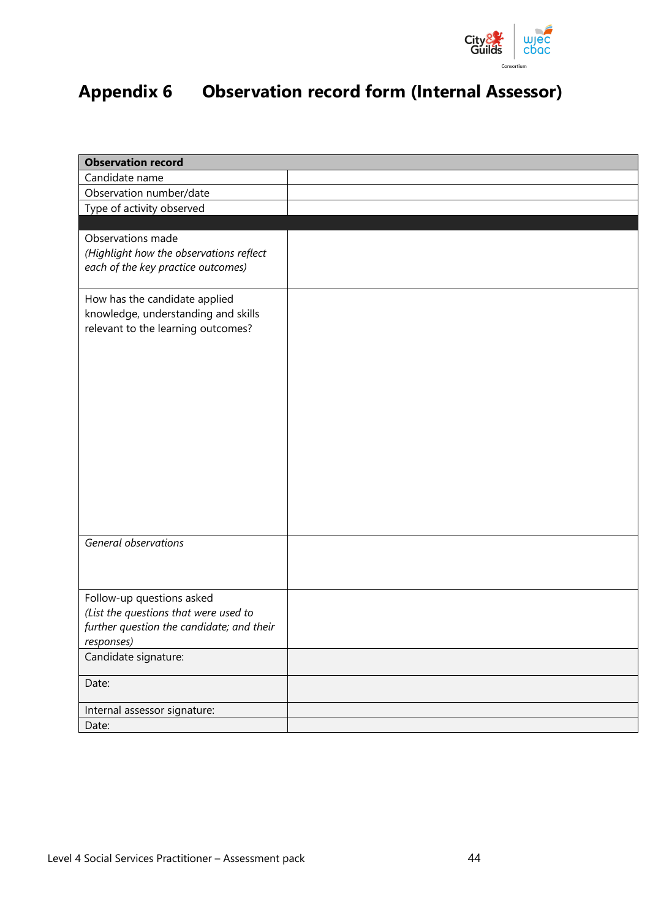# Appendix 6 Observation record form (Internal Assessor)

| **Observation record** | |
|---|---|
| Candidate name | |
| Observation number/date | |
| Type of activity observed | |
| | |
| Observations made<br>*(Highlight how the observations reflect each of the key practice outcomes)* | |
| How has the candidate applied knowledge, understanding and skills relevant to the learning outcomes? | |
| *General observations* | |
| Follow-up questions asked<br>*(List the questions that were used to further question the candidate; and their responses)* | |
| Candidate signature: | |
| Date: | |
| Internal assessor signature: | |
| Date: | |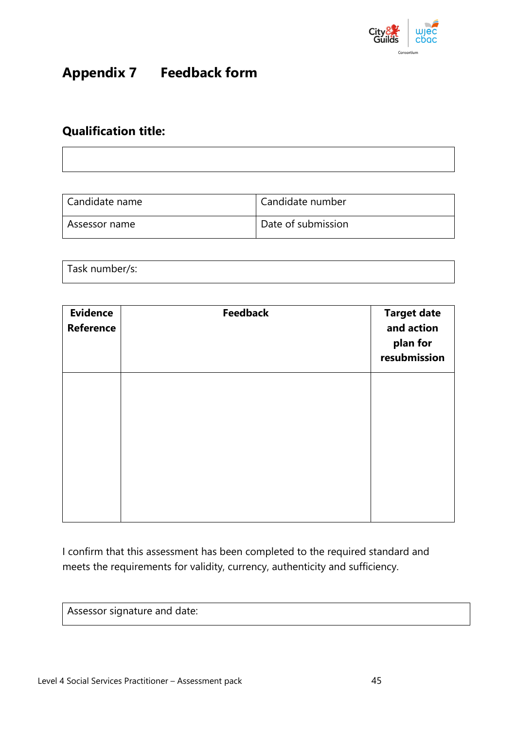# Appendix 7 Feedback form

## Qualification title:

| |
|---|
| |

| Candidate name | Candidate number |
|---|---|
| Assessor name | Date of submission |

| Task number/s: |
|---|

| Evidence Reference | Feedback | Target date and action plan for resubmission |
|---|---|---|
| | | |

I confirm that this assessment has been completed to the required standard and meets the requirements for validity, currency, authenticity and sufficiency.

| Assessor signature and date: |
|---|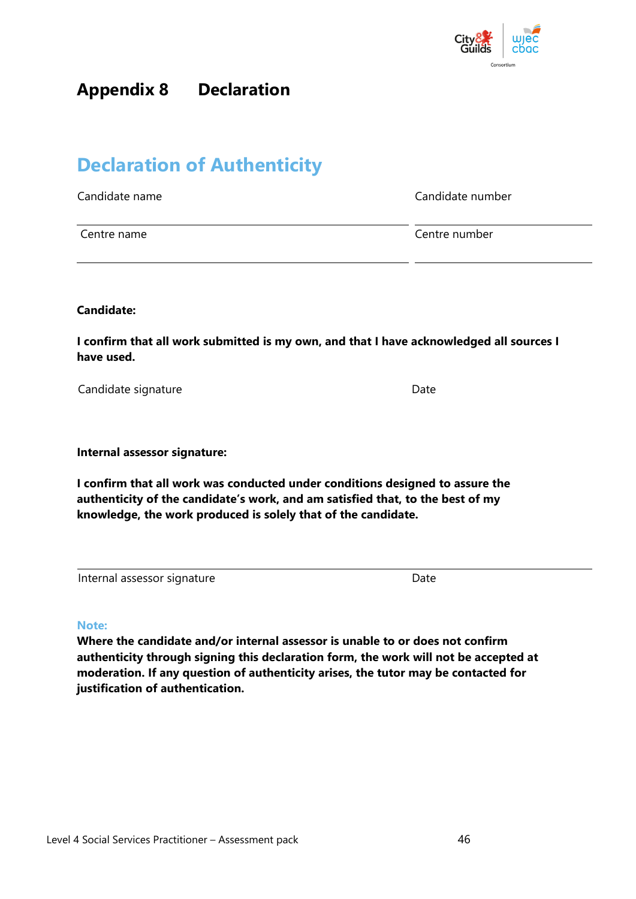# Appendix 8 Declaration

## Declaration of Authenticity

| | |
|---|---|
| Candidate name | Candidate number |
| Centre name | Centre number |

**Candidate:**

**I confirm that all work submitted is my own, and that I have acknowledged all sources I have used.**

Candidate signature Date

**Internal assessor signature:**

**I confirm that all work was conducted under conditions designed to assure the authenticity of the candidate's work, and am satisfied that, to the best of my knowledge, the work produced is solely that of the candidate.**

Internal assessor signature Date

**Note:**

**Where the candidate and/or internal assessor is unable to or does not confirm authenticity through signing this declaration form, the work will not be accepted at moderation. If any question of authenticity arises, the tutor may be contacted for justification of authentication.**